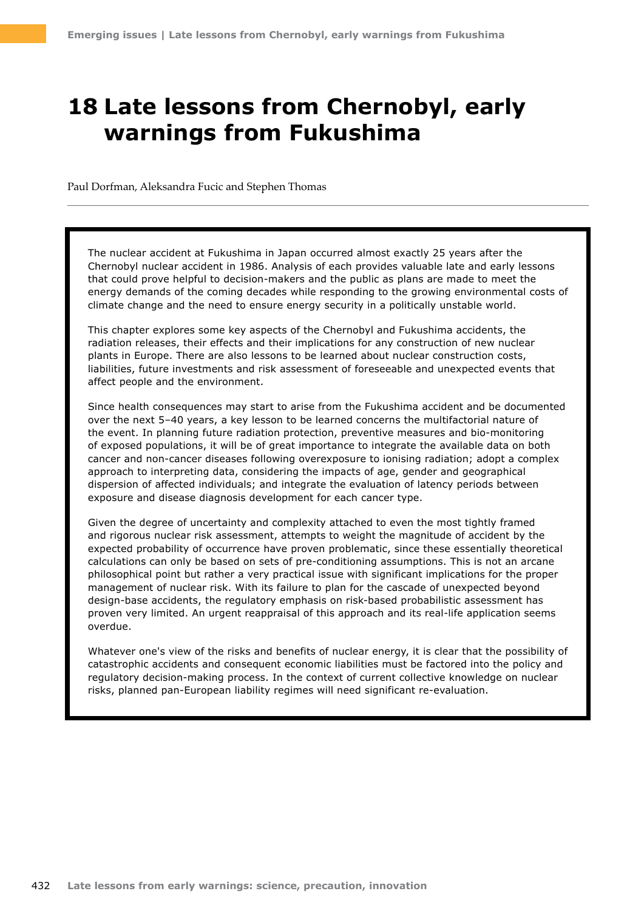# 18 Late lessons from Chernobyl, early warnings from Fukushima

Paul Dorfman, Aleksandra Fucic and Stephen Thomas

---

The nuclear accident at Fukushima in Japan occurred almost exactly 25 years after the Chernobyl nuclear accident in 1986. Analysis of each provides valuable late and early lessons that could prove helpful to decision-makers and the public as plans are made to meet the energy demands of the coming decades while responding to the growing environmental costs of climate change and the need to ensure energy security in a politically unstable world.

This chapter explores some key aspects of the Chernobyl and Fukushima accidents, the radiation releases, their effects and their implications for any construction of new nuclear plants in Europe. There are also lessons to be learned about nuclear construction costs, liabilities, future investments and risk assessment of foreseeable and unexpected events that affect people and the environment.

Since health consequences may start to arise from the Fukushima accident and be documented over the next 5–40 years, a key lesson to be learned concerns the multifactorial nature of the event. In planning future radiation protection, preventive measures and bio-monitoring of exposed populations, it will be of great importance to integrate the available data on both cancer and non-cancer diseases following overexposure to ionising radiation; adopt a complex approach to interpreting data, considering the impacts of age, gender and geographical dispersion of affected individuals; and integrate the evaluation of latency periods between exposure and disease diagnosis development for each cancer type.

Given the degree of uncertainty and complexity attached to even the most tightly framed and rigorous nuclear risk assessment, attempts to weight the magnitude of accident by the expected probability of occurrence have proven problematic, since these essentially theoretical calculations can only be based on sets of pre-conditioning assumptions. This is not an arcane philosophical point but rather a very practical issue with significant implications for the proper management of nuclear risk. With its failure to plan for the cascade of unexpected beyond design-base accidents, the regulatory emphasis on risk-based probabilistic assessment has proven very limited. An urgent reappraisal of this approach and its real-life application seems overdue.

Whatever one's view of the risks and benefits of nuclear energy, it is clear that the possibility of catastrophic accidents and consequent economic liabilities must be factored into the policy and regulatory decision-making process. In the context of current collective knowledge on nuclear risks, planned pan-European liability regimes will need significant re-evaluation.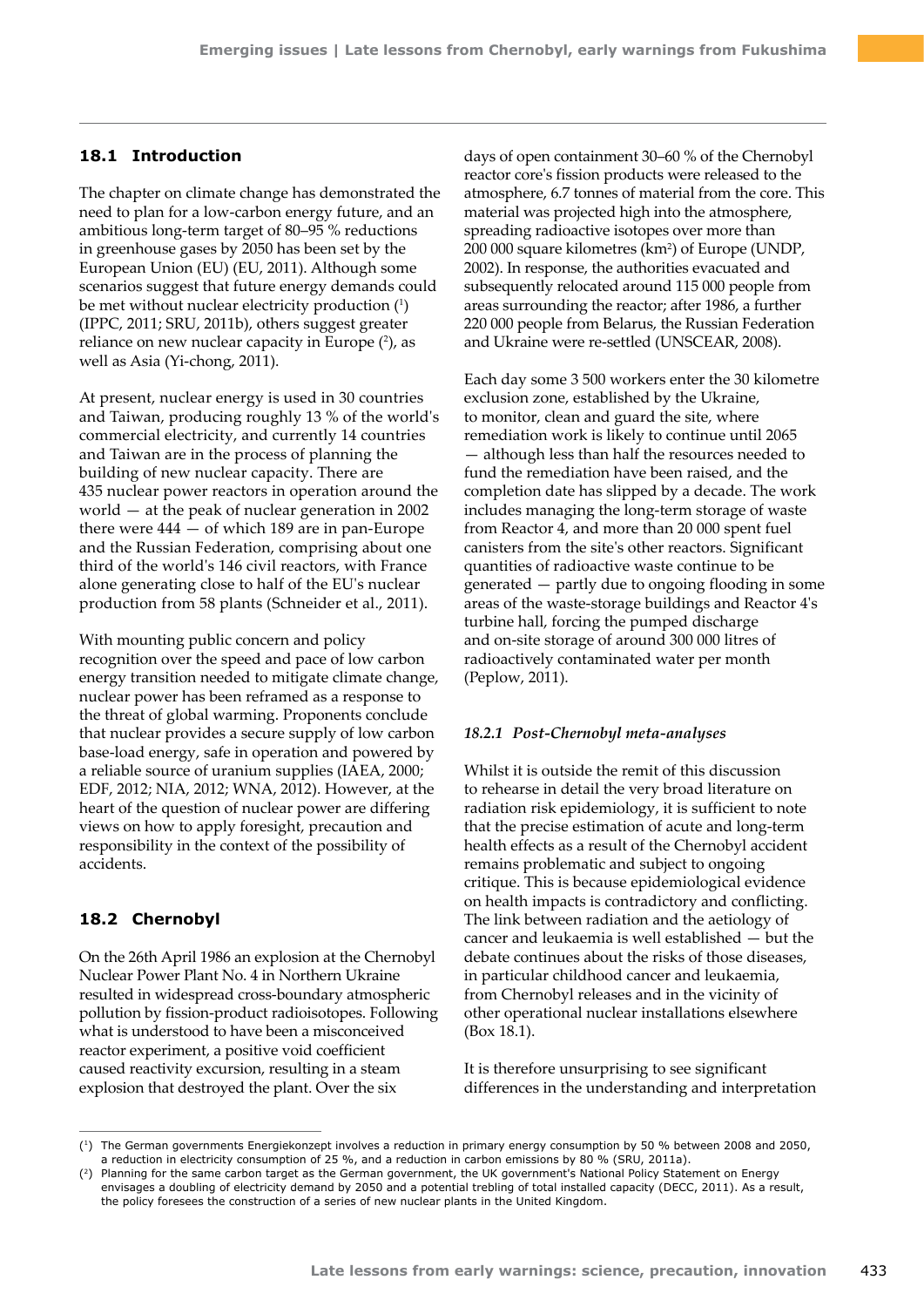## 18.1 Introduction

The chapter on climate change has demonstrated the need to plan for a low-carbon energy future, and an ambitious long-term target of 80–95 % reductions in greenhouse gases by 2050 has been set by the European Union (EU) (EU, 2011). Although some scenarios suggest that future energy demands could be met without nuclear electricity production ([1]) (IPPC, 2011; SRU, 2011b), others suggest greater reliance on new nuclear capacity in Europe ([2]), as well as Asia (Yi-chong, 2011).

At present, nuclear energy is used in 30 countries and Taiwan, producing roughly 13 % of the world's commercial electricity, and currently 14 countries and Taiwan are in the process of planning the building of new nuclear capacity. There are 435 nuclear power reactors in operation around the world — at the peak of nuclear generation in 2002 there were 444 — of which 189 are in pan-Europe and the Russian Federation, comprising about one third of the world's 146 civil reactors, with France alone generating close to half of the EU's nuclear production from 58 plants (Schneider et al., 2011).

With mounting public concern and policy recognition over the speed and pace of low carbon energy transition needed to mitigate climate change, nuclear power has been reframed as a response to the threat of global warming. Proponents conclude that nuclear provides a secure supply of low carbon base-load energy, safe in operation and powered by a reliable source of uranium supplies (IAEA, 2000; EDF, 2012; NIA, 2012; WNA, 2012). However, at the heart of the question of nuclear power are differing views on how to apply foresight, precaution and responsibility in the context of the possibility of accidents.

## 18.2 Chernobyl

On the 26th April 1986 an explosion at the Chernobyl Nuclear Power Plant No. 4 in Northern Ukraine resulted in widespread cross-boundary atmospheric pollution by fission-product radioisotopes. Following what is understood to have been a misconceived reactor experiment, a positive void coefficient caused reactivity excursion, resulting in a steam explosion that destroyed the plant. Over the six days of open containment 30–60 % of the Chernobyl reactor core's fission products were released to the atmosphere, 6.7 tonnes of material from the core. This material was projected high into the atmosphere, spreading radioactive isotopes over more than 200 000 square kilometres ($km^2$) of Europe (UNDP, 2002). In response, the authorities evacuated and subsequently relocated around 115 000 people from areas surrounding the reactor; after 1986, a further 220 000 people from Belarus, the Russian Federation and Ukraine were re-settled (UNSCEAR, 2008).

Each day some 3 500 workers enter the 30 kilometre exclusion zone, established by the Ukraine, to monitor, clean and guard the site, where remediation work is likely to continue until 2065 — although less than half the resources needed to fund the remediation have been raised, and the completion date has slipped by a decade. The work includes managing the long-term storage of waste from Reactor 4, and more than 20 000 spent fuel canisters from the site's other reactors. Significant quantities of radioactive waste continue to be generated — partly due to ongoing flooding in some areas of the waste-storage buildings and Reactor 4's turbine hall, forcing the pumped discharge and on-site storage of around 300 000 litres of radioactively contaminated water per month (Peplow, 2011).

### *18.2.1 Post-Chernobyl meta-analyses*

Whilst it is outside the remit of this discussion to rehearse in detail the very broad literature on radiation risk epidemiology, it is sufficient to note that the precise estimation of acute and long-term health effects as a result of the Chernobyl accident remains problematic and subject to ongoing critique. This is because epidemiological evidence on health impacts is contradictory and conflicting. The link between radiation and the aetiology of cancer and leukaemia is well established — but the debate continues about the risks of those diseases, in particular childhood cancer and leukaemia, from Chernobyl releases and in the vicinity of other operational nuclear installations elsewhere (Box 18.1).

It is therefore unsurprising to see significant differences in the understanding and interpretation

---

([1]) The German governments Energiekonzept involves a reduction in primary energy consumption by 50 % between 2008 and 2050, a reduction in electricity consumption of 25 %, and a reduction in carbon emissions by 80 % (SRU, 2011a).

([2]) Planning for the same carbon target as the German government, the UK government's National Policy Statement on Energy envisages a doubling of electricity demand by 2050 and a potential trebling of total installed capacity (DECC, 2011). As a result, the policy foresees the construction of a series of new nuclear plants in the United Kingdom.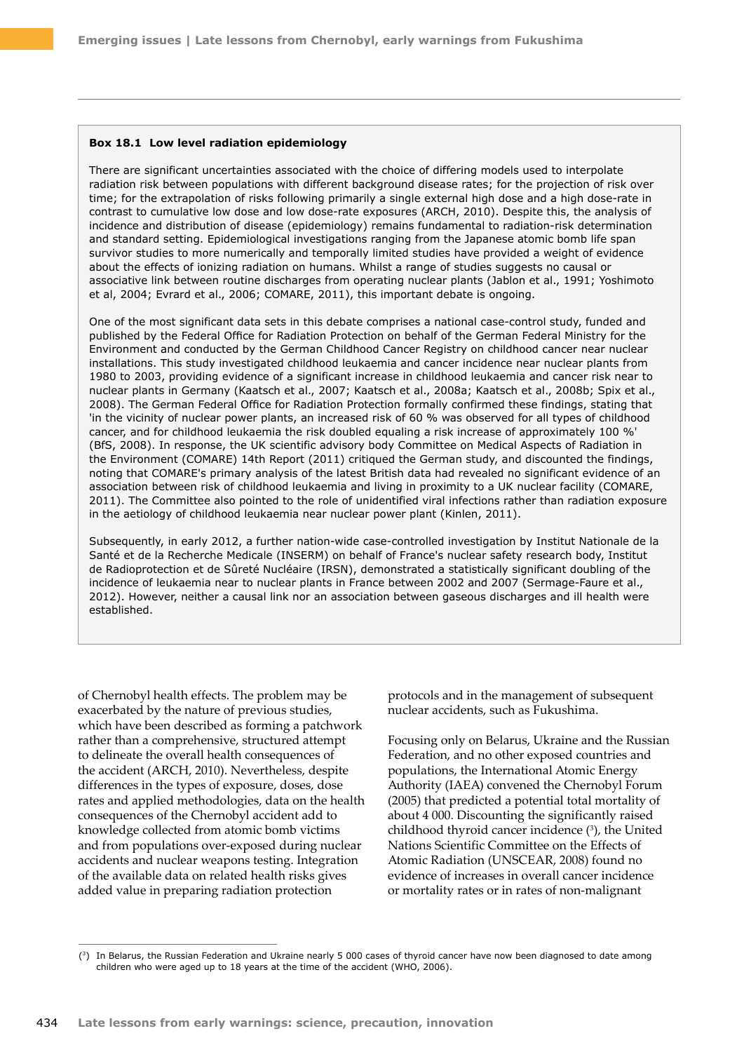**Box 18.1 Low level radiation epidemiology**

There are significant uncertainties associated with the choice of differing models used to interpolate radiation risk between populations with different background disease rates; for the projection of risk over time; for the extrapolation of risks following primarily a single external high dose and a high dose-rate in contrast to cumulative low dose and low dose-rate exposures (ARCH, 2010). Despite this, the analysis of incidence and distribution of disease (epidemiology) remains fundamental to radiation-risk determination and standard setting. Epidemiological investigations ranging from the Japanese atomic bomb life span survivor studies to more numerically and temporally limited studies have provided a weight of evidence about the effects of ionizing radiation on humans. Whilst a range of studies suggests no causal or associative link between routine discharges from operating nuclear plants (Jablon et al., 1991; Yoshimoto et al, 2004; Evrard et al., 2006; COMARE, 2011), this important debate is ongoing.

One of the most significant data sets in this debate comprises a national case-control study, funded and published by the Federal Office for Radiation Protection on behalf of the German Federal Ministry for the Environment and conducted by the German Childhood Cancer Registry on childhood cancer near nuclear installations. This study investigated childhood leukaemia and cancer incidence near nuclear plants from 1980 to 2003, providing evidence of a significant increase in childhood leukaemia and cancer risk near to nuclear plants in Germany (Kaatsch et al., 2007; Kaatsch et al., 2008a; Kaatsch et al., 2008b; Spix et al., 2008). The German Federal Office for Radiation Protection formally confirmed these findings, stating that 'in the vicinity of nuclear power plants, an increased risk of 60 % was observed for all types of childhood cancer, and for childhood leukaemia the risk doubled equaling a risk increase of approximately 100 %' (BfS, 2008). In response, the UK scientific advisory body Committee on Medical Aspects of Radiation in the Environment (COMARE) 14th Report (2011) critiqued the German study, and discounted the findings, noting that COMARE's primary analysis of the latest British data had revealed no significant evidence of an association between risk of childhood leukaemia and living in proximity to a UK nuclear facility (COMARE, 2011). The Committee also pointed to the role of unidentified viral infections rather than radiation exposure in the aetiology of childhood leukaemia near nuclear power plant (Kinlen, 2011).

Subsequently, in early 2012, a further nation-wide case-controlled investigation by Institut Nationale de la Santé et de la Recherche Medicale (INSERM) on behalf of France's nuclear safety research body, Institut de Radioprotection et de Sûreté Nucléaire (IRSN), demonstrated a statistically significant doubling of the incidence of leukaemia near to nuclear plants in France between 2002 and 2007 (Sermage-Faure et al., 2012). However, neither a causal link nor an association between gaseous discharges and ill health were established.

of Chernobyl health effects. The problem may be exacerbated by the nature of previous studies, which have been described as forming a patchwork rather than a comprehensive, structured attempt to delineate the overall health consequences of the accident (ARCH, 2010). Nevertheless, despite differences in the types of exposure, doses, dose rates and applied methodologies, data on the health consequences of the Chernobyl accident add to knowledge collected from atomic bomb victims and from populations over-exposed during nuclear accidents and nuclear weapons testing. Integration of the available data on related health risks gives added value in preparing radiation protection protocols and in the management of subsequent nuclear accidents, such as Fukushima.

Focusing only on Belarus, Ukraine and the Russian Federation, and no other exposed countries and populations, the International Atomic Energy Authority (IAEA) convened the Chernobyl Forum (2005) that predicted a potential total mortality of about 4 000. Discounting the significantly raised childhood thyroid cancer incidence [3], the United Nations Scientific Committee on the Effects of Atomic Radiation (UNSCEAR, 2008) found no evidence of increases in overall cancer incidence or mortality rates or in rates of non-malignant

[3] In Belarus, the Russian Federation and Ukraine nearly 5 000 cases of thyroid cancer have now been diagnosed to date among children who were aged up to 18 years at the time of the accident (WHO, 2006).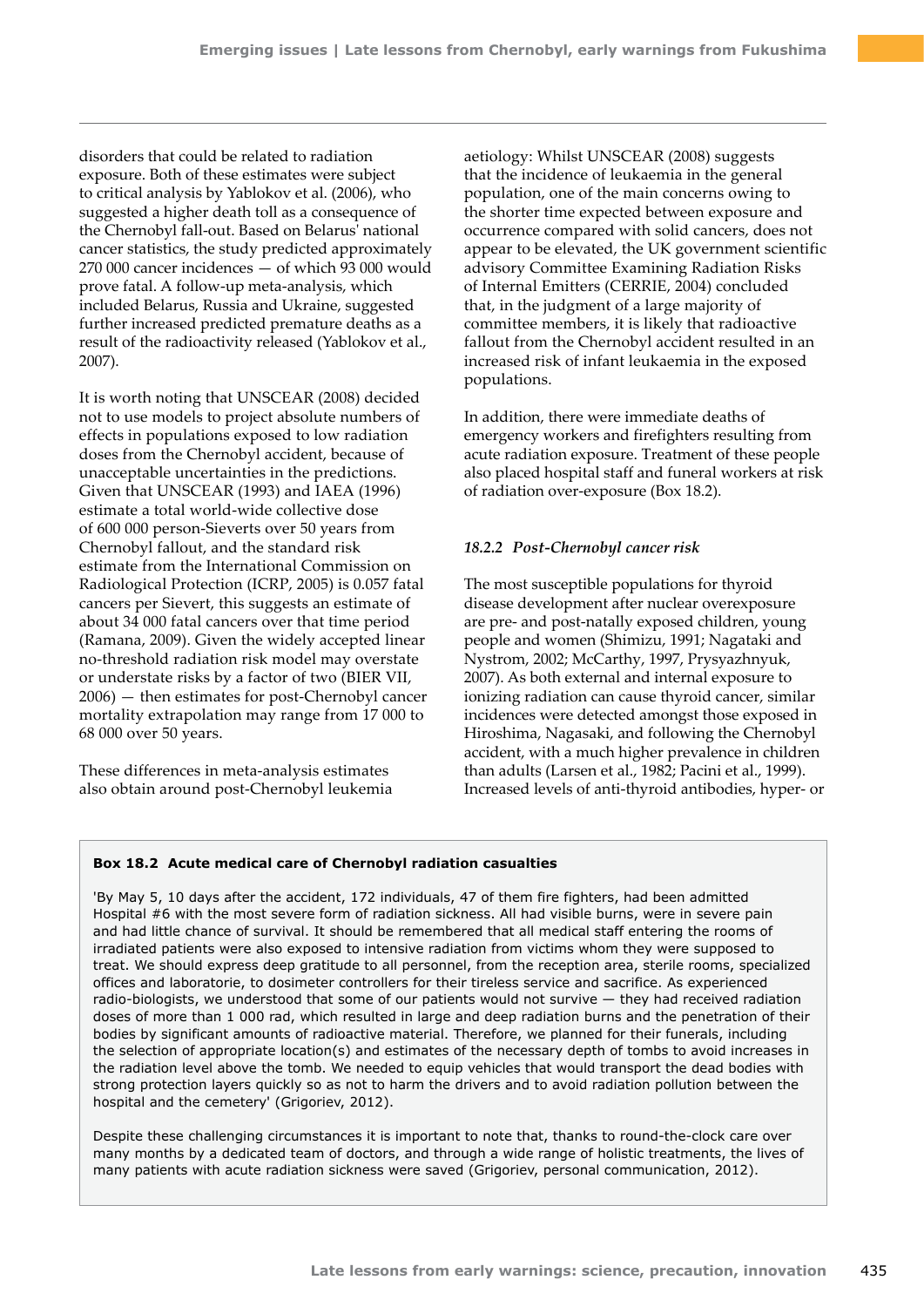disorders that could be related to radiation exposure. Both of these estimates were subject to critical analysis by Yablokov et al. (2006), who suggested a higher death toll as a consequence of the Chernobyl fall-out. Based on Belarus' national cancer statistics, the study predicted approximately 270 000 cancer incidences — of which 93 000 would prove fatal. A follow-up meta-analysis, which included Belarus, Russia and Ukraine, suggested further increased predicted premature deaths as a result of the radioactivity released (Yablokov et al., 2007).

It is worth noting that UNSCEAR (2008) decided not to use models to project absolute numbers of effects in populations exposed to low radiation doses from the Chernobyl accident, because of unacceptable uncertainties in the predictions. Given that UNSCEAR (1993) and IAEA (1996) estimate a total world-wide collective dose of 600 000 person-Sieverts over 50 years from Chernobyl fallout, and the standard risk estimate from the International Commission on Radiological Protection (ICRP, 2005) is 0.057 fatal cancers per Sievert, this suggests an estimate of about 34 000 fatal cancers over that time period (Ramana, 2009). Given the widely accepted linear no-threshold radiation risk model may overstate or understate risks by a factor of two (BIER VII, 2006) — then estimates for post-Chernobyl cancer mortality extrapolation may range from 17 000 to 68 000 over 50 years.

These differences in meta-analysis estimates also obtain around post-Chernobyl leukemia aetiology: Whilst UNSCEAR (2008) suggests that the incidence of leukaemia in the general population, one of the main concerns owing to the shorter time expected between exposure and occurrence compared with solid cancers, does not appear to be elevated, the UK government scientific advisory Committee Examining Radiation Risks of Internal Emitters (CERRIE, 2004) concluded that, in the judgment of a large majority of committee members, it is likely that radioactive fallout from the Chernobyl accident resulted in an increased risk of infant leukaemia in the exposed populations.

In addition, there were immediate deaths of emergency workers and firefighters resulting from acute radiation exposure. Treatment of these people also placed hospital staff and funeral workers at risk of radiation over-exposure (Box 18.2).

### *18.2.2 Post-Chernobyl cancer risk*

The most susceptible populations for thyroid disease development after nuclear overexposure are pre- and post-natally exposed children, young people and women (Shimizu, 1991; Nagataki and Nystrom, 2002; McCarthy, 1997, Prysyazhnyuk, 2007). As both external and internal exposure to ionizing radiation can cause thyroid cancer, similar incidences were detected amongst those exposed in Hiroshima, Nagasaki, and following the Chernobyl accident, with a much higher prevalence in children than adults (Larsen et al., 1982; Pacini et al., 1999). Increased levels of anti-thyroid antibodies, hyper- or

**Box 18.2 Acute medical care of Chernobyl radiation casualties**

'By May 5, 10 days after the accident, 172 individuals, 47 of them fire fighters, had been admitted Hospital #6 with the most severe form of radiation sickness. All had visible burns, were in severe pain and had little chance of survival. It should be remembered that all medical staff entering the rooms of irradiated patients were also exposed to intensive radiation from victims whom they were supposed to treat. We should express deep gratitude to all personnel, from the reception area, sterile rooms, specialized offices and laboratorie, to dosimeter controllers for their tireless service and sacrifice. As experienced radio-biologists, we understood that some of our patients would not survive — they had received radiation doses of more than 1 000 rad, which resulted in large and deep radiation burns and the penetration of their bodies by significant amounts of radioactive material. Therefore, we planned for their funerals, including the selection of appropriate location(s) and estimates of the necessary depth of tombs to avoid increases in the radiation level above the tomb. We needed to equip vehicles that would transport the dead bodies with strong protection layers quickly so as not to harm the drivers and to avoid radiation pollution between the hospital and the cemetery' (Grigoriev, 2012).

Despite these challenging circumstances it is important to note that, thanks to round-the-clock care over many months by a dedicated team of doctors, and through a wide range of holistic treatments, the lives of many patients with acute radiation sickness were saved (Grigoriev, personal communication, 2012).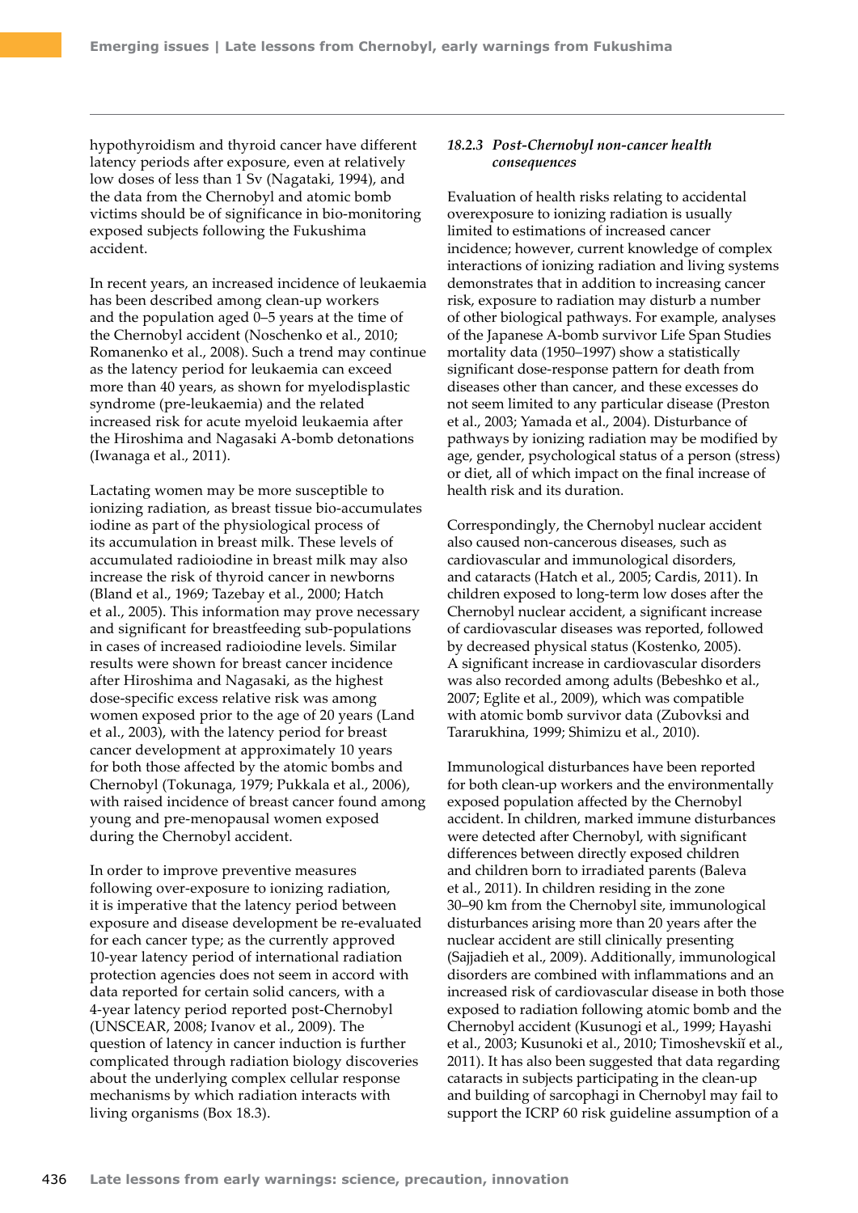hypothyroidism and thyroid cancer have different latency periods after exposure, even at relatively low doses of less than 1 Sv (Nagataki, 1994), and the data from the Chernobyl and atomic bomb victims should be of significance in bio-monitoring exposed subjects following the Fukushima accident.

In recent years, an increased incidence of leukaemia has been described among clean-up workers and the population aged 0–5 years at the time of the Chernobyl accident (Noschenko et al., 2010; Romanenko et al., 2008). Such a trend may continue as the latency period for leukaemia can exceed more than 40 years, as shown for myelodisplastic syndrome (pre-leukaemia) and the related increased risk for acute myeloid leukaemia after the Hiroshima and Nagasaki A-bomb detonations (Iwanaga et al., 2011).

Lactating women may be more susceptible to ionizing radiation, as breast tissue bio-accumulates iodine as part of the physiological process of its accumulation in breast milk. These levels of accumulated radioiodine in breast milk may also increase the risk of thyroid cancer in newborns (Bland et al., 1969; Tazebay et al., 2000; Hatch et al., 2005). This information may prove necessary and significant for breastfeeding sub-populations in cases of increased radioiodine levels. Similar results were shown for breast cancer incidence after Hiroshima and Nagasaki, as the highest dose-specific excess relative risk was among women exposed prior to the age of 20 years (Land et al., 2003), with the latency period for breast cancer development at approximately 10 years for both those affected by the atomic bombs and Chernobyl (Tokunaga, 1979; Pukkala et al., 2006), with raised incidence of breast cancer found among young and pre-menopausal women exposed during the Chernobyl accident.

In order to improve preventive measures following over-exposure to ionizing radiation, it is imperative that the latency period between exposure and disease development be re-evaluated for each cancer type; as the currently approved 10-year latency period of international radiation protection agencies does not seem in accord with data reported for certain solid cancers, with a 4-year latency period reported post-Chernobyl (UNSCEAR, 2008; Ivanov et al., 2009). The question of latency in cancer induction is further complicated through radiation biology discoveries about the underlying complex cellular response mechanisms by which radiation interacts with living organisms (Box 18.3).

### *18.2.3 Post-Chernobyl non-cancer health consequences*

Evaluation of health risks relating to accidental overexposure to ionizing radiation is usually limited to estimations of increased cancer incidence; however, current knowledge of complex interactions of ionizing radiation and living systems demonstrates that in addition to increasing cancer risk, exposure to radiation may disturb a number of other biological pathways. For example, analyses of the Japanese A-bomb survivor Life Span Studies mortality data (1950–1997) show a statistically significant dose-response pattern for death from diseases other than cancer, and these excesses do not seem limited to any particular disease (Preston et al., 2003; Yamada et al., 2004). Disturbance of pathways by ionizing radiation may be modified by age, gender, psychological status of a person (stress) or diet, all of which impact on the final increase of health risk and its duration.

Correspondingly, the Chernobyl nuclear accident also caused non-cancerous diseases, such as cardiovascular and immunological disorders, and cataracts (Hatch et al., 2005; Cardis, 2011). In children exposed to long-term low doses after the Chernobyl nuclear accident, a significant increase of cardiovascular diseases was reported, followed by decreased physical status (Kostenko, 2005). A significant increase in cardiovascular disorders was also recorded among adults (Bebeshko et al., 2007; Eglite et al., 2009), which was compatible with atomic bomb survivor data (Zubovksi and Tararukhina, 1999; Shimizu et al., 2010).

Immunological disturbances have been reported for both clean-up workers and the environmentally exposed population affected by the Chernobyl accident. In children, marked immune disturbances were detected after Chernobyl, with significant differences between directly exposed children and children born to irradiated parents (Baleva et al., 2011). In children residing in the zone 30–90 km from the Chernobyl site, immunological disturbances arising more than 20 years after the nuclear accident are still clinically presenting (Sajjadieh et al., 2009). Additionally, immunological disorders are combined with inflammations and an increased risk of cardiovascular disease in both those exposed to radiation following atomic bomb and the Chernobyl accident (Kusunogi et al., 1999; Hayashi et al., 2003; Kusunoki et al., 2010; Timoshevskiĭ et al., 2011). It has also been suggested that data regarding cataracts in subjects participating in the clean-up and building of sarcophagi in Chernobyl may fail to support the ICRP 60 risk guideline assumption of a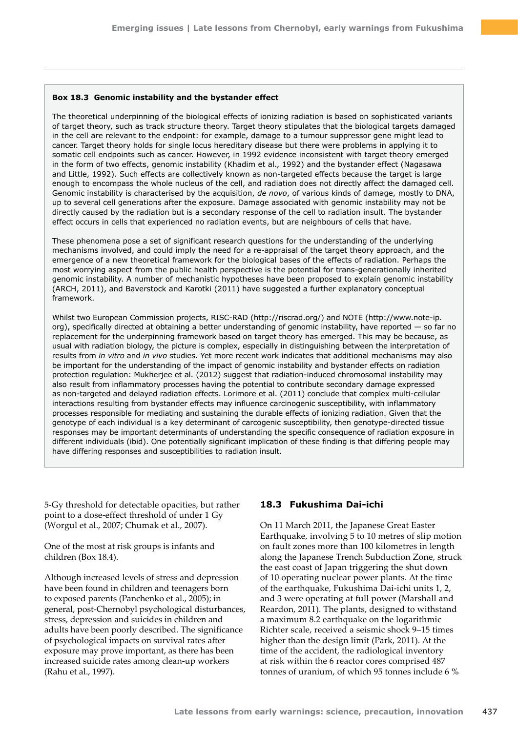**Box 18.3 Genomic instability and the bystander effect**

The theoretical underpinning of the biological effects of ionizing radiation is based on sophisticated variants of target theory, such as track structure theory. Target theory stipulates that the biological targets damaged in the cell are relevant to the endpoint: for example, damage to a tumour suppressor gene might lead to cancer. Target theory holds for single locus hereditary disease but there were problems in applying it to somatic cell endpoints such as cancer. However, in 1992 evidence inconsistent with target theory emerged in the form of two effects, genomic instability (Khadim et al., 1992) and the bystander effect (Nagasawa and Little, 1992). Such effects are collectively known as non-targeted effects because the target is large enough to encompass the whole nucleus of the cell, and radiation does not directly affect the damaged cell. Genomic instability is characterised by the acquisition, *de novo*, of various kinds of damage, mostly to DNA, up to several cell generations after the exposure. Damage associated with genomic instability may not be directly caused by the radiation but is a secondary response of the cell to radiation insult. The bystander effect occurs in cells that experienced no radiation events, but are neighbours of cells that have.

These phenomena pose a set of significant research questions for the understanding of the underlying mechanisms involved, and could imply the need for a re-appraisal of the target theory approach, and the emergence of a new theoretical framework for the biological bases of the effects of radiation. Perhaps the most worrying aspect from the public health perspective is the potential for trans-generationally inherited genomic instability. A number of mechanistic hypotheses have been proposed to explain genomic instability (ARCH, 2011), and Baverstock and Karotki (2011) have suggested a further explanatory conceptual framework.

Whilst two European Commission projects, RISC-RAD (http://riscrad.org/) and NOTE (http://www.note-ip.org), specifically directed at obtaining a better understanding of genomic instability, have reported — so far no replacement for the underpinning framework based on target theory has emerged. This may be because, as usual with radiation biology, the picture is complex, especially in distinguishing between the interpretation of results from *in vitro* and *in vivo* studies. Yet more recent work indicates that additional mechanisms may also be important for the understanding of the impact of genomic instability and bystander effects on radiation protection regulation: Mukherjee et al. (2012) suggest that radiation-induced chromosomal instability may also result from inflammatory processes having the potential to contribute secondary damage expressed as non-targeted and delayed radiation effects. Lorimore et al. (2011) conclude that complex multi-cellular interactions resulting from bystander effects may influence carcinogenic susceptibility, with inflammatory processes responsible for mediating and sustaining the durable effects of ionizing radiation. Given that the genotype of each individual is a key determinant of carcogenic susceptibility, then genotype-directed tissue responses may be important determinants of understanding the specific consequence of radiation exposure in different individuals (ibid). One potentially significant implication of these finding is that differing people may have differing responses and susceptibilities to radiation insult.

5-Gy threshold for detectable opacities, but rather point to a dose-effect threshold of under 1 Gy (Worgul et al., 2007; Chumak et al., 2007).

One of the most at risk groups is infants and children (Box 18.4).

Although increased levels of stress and depression have been found in children and teenagers born to exposed parents (Panchenko et al., 2005); in general, post-Chernobyl psychological disturbances, stress, depression and suicides in children and adults have been poorly described. The significance of psychological impacts on survival rates after exposure may prove important, as there has been increased suicide rates among clean-up workers (Rahu et al., 1997).

## 18.3 Fukushima Dai-ichi

On 11 March 2011, the Japanese Great Easter Earthquake, involving 5 to 10 metres of slip motion on fault zones more than 100 kilometres in length along the Japanese Trench Subduction Zone, struck the east coast of Japan triggering the shut down of 10 operating nuclear power plants. At the time of the earthquake, Fukushima Dai-ichi units 1, 2, and 3 were operating at full power (Marshall and Reardon, 2011). The plants, designed to withstand a maximum 8.2 earthquake on the logarithmic Richter scale, received a seismic shock 9–15 times higher than the design limit (Park, 2011). At the time of the accident, the radiological inventory at risk within the 6 reactor cores comprised 487 tonnes of uranium, of which 95 tonnes include 6 %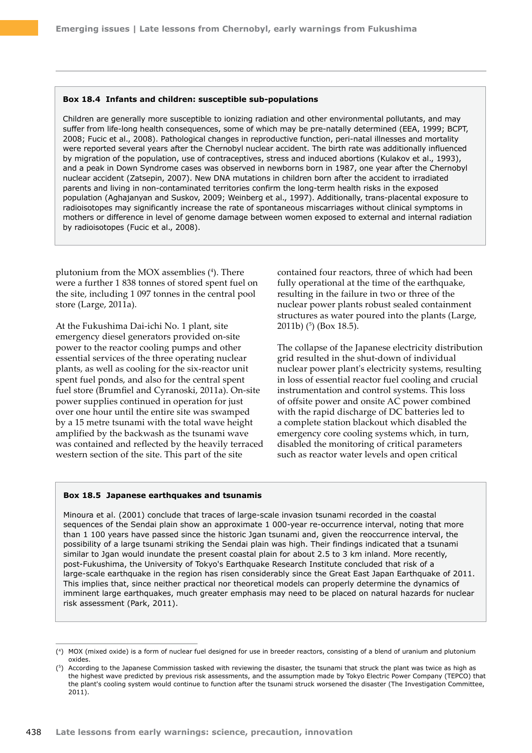**Box 18.4 Infants and children: susceptible sub-populations**

Children are generally more susceptible to ionizing radiation and other environmental pollutants, and may suffer from life-long health consequences, some of which may be pre-natally determined (EEA, 1999; BCPT, 2008; Fucic et al., 2008). Pathological changes in reproductive function, peri-natal illnesses and mortality were reported several years after the Chernobyl nuclear accident. The birth rate was additionally influenced by migration of the population, use of contraceptives, stress and induced abortions (Kulakov et al., 1993), and a peak in Down Syndrome cases was observed in newborns born in 1987, one year after the Chernobyl nuclear accident (Zatsepin, 2007). New DNA mutations in children born after the accident to irradiated parents and living in non-contaminated territories confirm the long-term health risks in the exposed population (Aghajanyan and Suskov, 2009; Weinberg et al., 1997). Additionally, trans-placental exposure to radioisotopes may significantly increase the rate of spontaneous miscarriages without clinical symptoms in mothers or difference in level of genome damage between women exposed to external and internal radiation by radioisotopes (Fucic et al., 2008).

plutonium from the MOX assemblies [4]. There were a further 1 838 tonnes of stored spent fuel on the site, including 1 097 tonnes in the central pool store (Large, 2011a).

At the Fukushima Dai-ichi No. 1 plant, site emergency diesel generators provided on-site power to the reactor cooling pumps and other essential services of the three operating nuclear plants, as well as cooling for the six-reactor unit spent fuel ponds, and also for the central spent fuel store (Brumfiel and Cyranoski, 2011a). On-site power supplies continued in operation for just over one hour until the entire site was swamped by a 15 metre tsunami with the total wave height amplified by the backwash as the tsunami wave was contained and reflected by the heavily terraced western section of the site. This part of the site contained four reactors, three of which had been fully operational at the time of the earthquake, resulting in the failure in two or three of the nuclear power plants robust sealed containment structures as water poured into the plants (Large, 2011b) [5] (Box 18.5).

The collapse of the Japanese electricity distribution grid resulted in the shut-down of individual nuclear power plant's electricity systems, resulting in loss of essential reactor fuel cooling and crucial instrumentation and control systems. This loss of offsite power and onsite AC power combined with the rapid discharge of DC batteries led to a complete station blackout which disabled the emergency core cooling systems which, in turn, disabled the monitoring of critical parameters such as reactor water levels and open critical

**Box 18.5 Japanese earthquakes and tsunamis**

Minoura et al. (2001) conclude that traces of large-scale invasion tsunami recorded in the coastal sequences of the Sendai plain show an approximate 1 000-year re-occurrence interval, noting that more than 1 100 years have passed since the historic Jgan tsunami and, given the reoccurrence interval, the possibility of a large tsunami striking the Sendai plain was high. Their findings indicated that a tsunami similar to Jgan would inundate the present coastal plain for about 2.5 to 3 km inland. More recently, post-Fukushima, the University of Tokyo's Earthquake Research Institute concluded that risk of a large-scale earthquake in the region has risen considerably since the Great East Japan Earthquake of 2011. This implies that, since neither practical nor theoretical models can properly determine the dynamics of imminent large earthquakes, much greater emphasis may need to be placed on natural hazards for nuclear risk assessment (Park, 2011).

---

(4) MOX (mixed oxide) is a form of nuclear fuel designed for use in breeder reactors, consisting of a blend of uranium and plutonium oxides.

(5) According to the Japanese Commission tasked with reviewing the disaster, the tsunami that struck the plant was twice as high as the highest wave predicted by previous risk assessments, and the assumption made by Tokyo Electric Power Company (TEPCO) that the plant's cooling system would continue to function after the tsunami struck worsened the disaster (The Investigation Committee, 2011).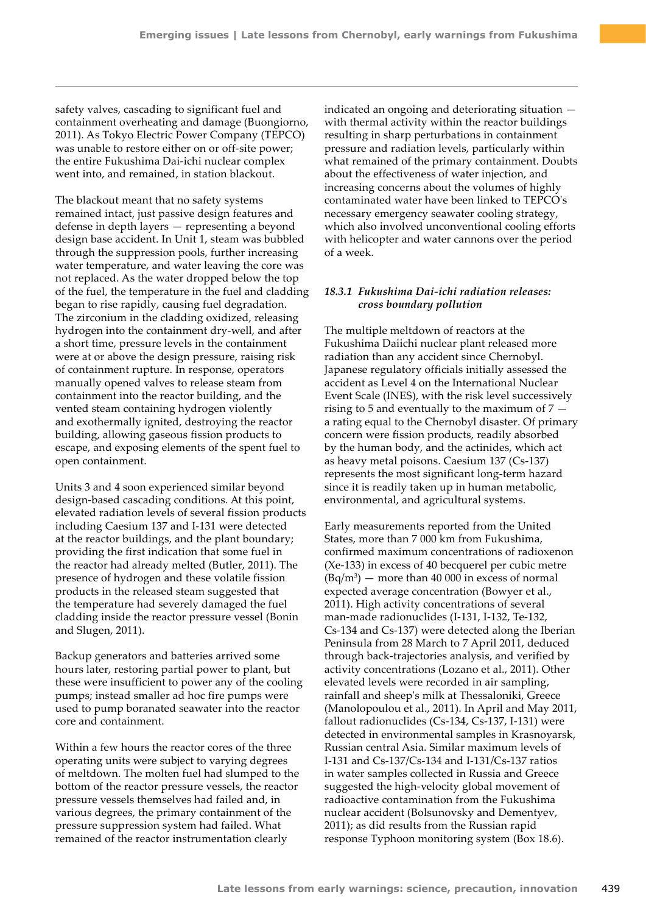safety valves, cascading to significant fuel and containment overheating and damage (Buongiorno, 2011). As Tokyo Electric Power Company (TEPCO) was unable to restore either on or off-site power; the entire Fukushima Dai-ichi nuclear complex went into, and remained, in station blackout.

The blackout meant that no safety systems remained intact, just passive design features and defense in depth layers — representing a beyond design base accident. In Unit 1, steam was bubbled through the suppression pools, further increasing water temperature, and water leaving the core was not replaced. As the water dropped below the top of the fuel, the temperature in the fuel and cladding began to rise rapidly, causing fuel degradation. The zirconium in the cladding oxidized, releasing hydrogen into the containment dry-well, and after a short time, pressure levels in the containment were at or above the design pressure, raising risk of containment rupture. In response, operators manually opened valves to release steam from containment into the reactor building, and the vented steam containing hydrogen violently and exothermally ignited, destroying the reactor building, allowing gaseous fission products to escape, and exposing elements of the spent fuel to open containment.

Units 3 and 4 soon experienced similar beyond design-based cascading conditions. At this point, elevated radiation levels of several fission products including Caesium 137 and I-131 were detected at the reactor buildings, and the plant boundary; providing the first indication that some fuel in the reactor had already melted (Butler, 2011). The presence of hydrogen and these volatile fission products in the released steam suggested that the temperature had severely damaged the fuel cladding inside the reactor pressure vessel (Bonin and Slugen, 2011).

Backup generators and batteries arrived some hours later, restoring partial power to plant, but these were insufficient to power any of the cooling pumps; instead smaller ad hoc fire pumps were used to pump boranated seawater into the reactor core and containment.

Within a few hours the reactor cores of the three operating units were subject to varying degrees of meltdown. The molten fuel had slumped to the bottom of the reactor pressure vessels, the reactor pressure vessels themselves had failed and, in various degrees, the primary containment of the pressure suppression system had failed. What remained of the reactor instrumentation clearly indicated an ongoing and deteriorating situation — with thermal activity within the reactor buildings resulting in sharp perturbations in containment pressure and radiation levels, particularly within what remained of the primary containment. Doubts about the effectiveness of water injection, and increasing concerns about the volumes of highly contaminated water have been linked to TEPCO's necessary emergency seawater cooling strategy, which also involved unconventional cooling efforts with helicopter and water cannons over the period of a week.

### *18.3.1 Fukushima Dai-ichi radiation releases: cross boundary pollution*

The multiple meltdown of reactors at the Fukushima Daiichi nuclear plant released more radiation than any accident since Chernobyl. Japanese regulatory officials initially assessed the accident as Level 4 on the International Nuclear Event Scale (INES), with the risk level successively rising to 5 and eventually to the maximum of 7 — a rating equal to the Chernobyl disaster. Of primary concern were fission products, readily absorbed by the human body, and the actinides, which act as heavy metal poisons. Caesium 137 (Cs-137) represents the most significant long-term hazard since it is readily taken up in human metabolic, environmental, and agricultural systems.

Early measurements reported from the United States, more than 7 000 km from Fukushima, confirmed maximum concentrations of radioxenon (Xe-133) in excess of 40 becquerel per cubic metre ($Bq/m^3$) — more than 40 000 in excess of normal expected average concentration (Bowyer et al., 2011). High activity concentrations of several man-made radionuclides (I-131, I-132, Te-132, Cs-134 and Cs-137) were detected along the Iberian Peninsula from 28 March to 7 April 2011, deduced through back-trajectories analysis, and verified by activity concentrations (Lozano et al., 2011). Other elevated levels were recorded in air sampling, rainfall and sheep's milk at Thessaloniki, Greece (Manolopoulou et al., 2011). In April and May 2011, fallout radionuclides (Cs-134, Cs-137, I-131) were detected in environmental samples in Krasnoyarsk, Russian central Asia. Similar maximum levels of I-131 and Cs-137/Cs-134 and I-131/Cs-137 ratios in water samples collected in Russia and Greece suggested the high-velocity global movement of radioactive contamination from the Fukushima nuclear accident (Bolsunovsky and Dementyev, 2011); as did results from the Russian rapid response Typhoon monitoring system (Box 18.6).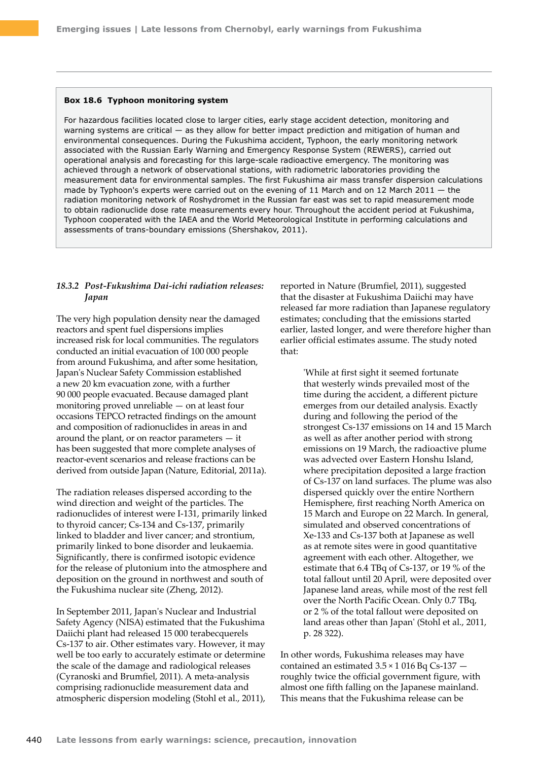**Box 18.6 Typhoon monitoring system**

For hazardous facilities located close to larger cities, early stage accident detection, monitoring and warning systems are critical — as they allow for better impact prediction and mitigation of human and environmental consequences. During the Fukushima accident, Typhoon, the early monitoring network associated with the Russian Early Warning and Emergency Response System (REWERS), carried out operational analysis and forecasting for this large-scale radioactive emergency. The monitoring was achieved through a network of observational stations, with radiometric laboratories providing the measurement data for environmental samples. The first Fukushima air mass transfer dispersion calculations made by Typhoon's experts were carried out on the evening of 11 March and on 12 March 2011 — the radiation monitoring network of Roshydromet in the Russian far east was set to rapid measurement mode to obtain radionuclide dose rate measurements every hour. Throughout the accident period at Fukushima, Typhoon cooperated with the IAEA and the World Meteorological Institute in performing calculations and assessments of trans-boundary emissions (Shershakov, 2011).

### *18.3.2 Post-Fukushima Dai-ichi radiation releases: Japan*

The very high population density near the damaged reactors and spent fuel dispersions implies increased risk for local communities. The regulators conducted an initial evacuation of 100 000 people from around Fukushima, and after some hesitation, Japan's Nuclear Safety Commission established a new 20 km evacuation zone, with a further 90 000 people evacuated. Because damaged plant monitoring proved unreliable — on at least four occasions TEPCO retracted findings on the amount and composition of radionuclides in areas in and around the plant, or on reactor parameters — it has been suggested that more complete analyses of reactor-event scenarios and release fractions can be derived from outside Japan (Nature, Editorial, 2011a).

The radiation releases dispersed according to the wind direction and weight of the particles. The radionuclides of interest were I-131, primarily linked to thyroid cancer; Cs-134 and Cs-137, primarily linked to bladder and liver cancer; and strontium, primarily linked to bone disorder and leukaemia. Significantly, there is confirmed isotopic evidence for the release of plutonium into the atmosphere and deposition on the ground in northwest and south of the Fukushima nuclear site (Zheng, 2012).

In September 2011, Japan's Nuclear and Industrial Safety Agency (NISA) estimated that the Fukushima Daiichi plant had released 15 000 terabecquerels Cs-137 to air. Other estimates vary. However, it may well be too early to accurately estimate or determine the scale of the damage and radiological releases (Cyranoski and Brumfiel, 2011). A meta-analysis comprising radionuclide measurement data and atmospheric dispersion modeling (Stohl et al., 2011), reported in Nature (Brumfiel, 2011), suggested that the disaster at Fukushima Daiichi may have released far more radiation than Japanese regulatory estimates; concluding that the emissions started earlier, lasted longer, and were therefore higher than earlier official estimates assume. The study noted that:

> 'While at first sight it seemed fortunate that westerly winds prevailed most of the time during the accident, a different picture emerges from our detailed analysis. Exactly during and following the period of the strongest Cs-137 emissions on 14 and 15 March as well as after another period with strong emissions on 19 March, the radioactive plume was advected over Eastern Honshu Island, where precipitation deposited a large fraction of Cs-137 on land surfaces. The plume was also dispersed quickly over the entire Northern Hemisphere, first reaching North America on 15 March and Europe on 22 March. In general, simulated and observed concentrations of Xe-133 and Cs-137 both at Japanese as well as at remote sites were in good quantitative agreement with each other. Altogether, we estimate that 6.4 TBq of Cs-137, or 19 % of the total fallout until 20 April, were deposited over Japanese land areas, while most of the rest fell over the North Pacific Ocean. Only 0.7 TBq, or 2 % of the total fallout were deposited on land areas other than Japan' (Stohl et al., 2011, p. 28 322).

In other words, Fukushima releases may have contained an estimated $3.5 \times 1\,016$ Bq Cs-137 — roughly twice the official government figure, with almost one fifth falling on the Japanese mainland. This means that the Fukushima release can be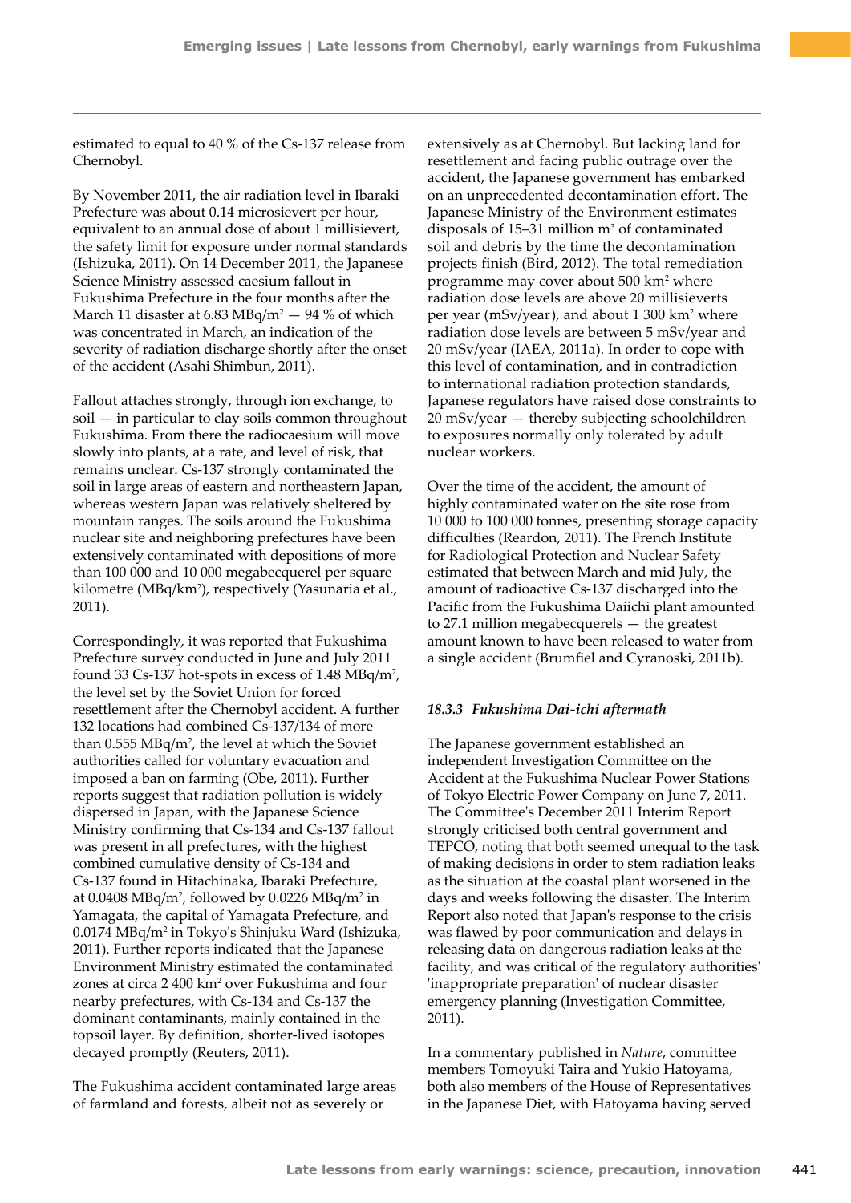estimated to equal to 40 % of the Cs-137 release from Chernobyl.

By November 2011, the air radiation level in Ibaraki Prefecture was about 0.14 microsievert per hour, equivalent to an annual dose of about 1 millisievert, the safety limit for exposure under normal standards (Ishizuka, 2011). On 14 December 2011, the Japanese Science Ministry assessed caesium fallout in Fukushima Prefecture in the four months after the March 11 disaster at 6.83 MBq/m$^2$ — 94 % of which was concentrated in March, an indication of the severity of radiation discharge shortly after the onset of the accident (Asahi Shimbun, 2011).

Fallout attaches strongly, through ion exchange, to soil — in particular to clay soils common throughout Fukushima. From there the radiocaesium will move slowly into plants, at a rate, and level of risk, that remains unclear. Cs-137 strongly contaminated the soil in large areas of eastern and northeastern Japan, whereas western Japan was relatively sheltered by mountain ranges. The soils around the Fukushima nuclear site and neighboring prefectures have been extensively contaminated with depositions of more than 100 000 and 10 000 megabecquerel per square kilometre (MBq/km$^2$), respectively (Yasunaria et al., 2011).

Correspondingly, it was reported that Fukushima Prefecture survey conducted in June and July 2011 found 33 Cs-137 hot-spots in excess of 1.48 MBq/m$^2$, the level set by the Soviet Union for forced resettlement after the Chernobyl accident. A further 132 locations had combined Cs-137/134 of more than 0.555 MBq/m$^2$, the level at which the Soviet authorities called for voluntary evacuation and imposed a ban on farming (Obe, 2011). Further reports suggest that radiation pollution is widely dispersed in Japan, with the Japanese Science Ministry confirming that Cs-134 and Cs-137 fallout was present in all prefectures, with the highest combined cumulative density of Cs-134 and Cs-137 found in Hitachinaka, Ibaraki Prefecture, at 0.0408 MBq/m$^2$, followed by 0.0226 MBq/m$^2$ in Yamagata, the capital of Yamagata Prefecture, and 0.0174 MBq/m$^2$ in Tokyo's Shinjuku Ward (Ishizuka, 2011). Further reports indicated that the Japanese Environment Ministry estimated the contaminated zones at circa 2 400 km$^2$ over Fukushima and four nearby prefectures, with Cs-134 and Cs-137 the dominant contaminants, mainly contained in the topsoil layer. By definition, shorter-lived isotopes decayed promptly (Reuters, 2011).

The Fukushima accident contaminated large areas of farmland and forests, albeit not as severely or extensively as at Chernobyl. But lacking land for resettlement and facing public outrage over the accident, the Japanese government has embarked on an unprecedented decontamination effort. The Japanese Ministry of the Environment estimates disposals of 15–31 million m$^3$ of contaminated soil and debris by the time the decontamination projects finish (Bird, 2012). The total remediation programme may cover about 500 km$^2$ where radiation dose levels are above 20 millisieverts per year (mSv/year), and about 1 300 km$^2$ where radiation dose levels are between 5 mSv/year and 20 mSv/year (IAEA, 2011a). In order to cope with this level of contamination, and in contradiction to international radiation protection standards, Japanese regulators have raised dose constraints to 20 mSv/year — thereby subjecting schoolchildren to exposures normally only tolerated by adult nuclear workers.

Over the time of the accident, the amount of highly contaminated water on the site rose from 10 000 to 100 000 tonnes, presenting storage capacity difficulties (Reardon, 2011). The French Institute for Radiological Protection and Nuclear Safety estimated that between March and mid July, the amount of radioactive Cs-137 discharged into the Pacific from the Fukushima Daiichi plant amounted to 27.1 million megabecquerels — the greatest amount known to have been released to water from a single accident (Brumfiel and Cyranoski, 2011b).

### *18.3.3 Fukushima Dai-ichi aftermath*

The Japanese government established an independent Investigation Committee on the Accident at the Fukushima Nuclear Power Stations of Tokyo Electric Power Company on June 7, 2011. The Committee's December 2011 Interim Report strongly criticised both central government and TEPCO, noting that both seemed unequal to the task of making decisions in order to stem radiation leaks as the situation at the coastal plant worsened in the days and weeks following the disaster. The Interim Report also noted that Japan's response to the crisis was flawed by poor communication and delays in releasing data on dangerous radiation leaks at the facility, and was critical of the regulatory authorities' 'inappropriate preparation' of nuclear disaster emergency planning (Investigation Committee, 2011).

In a commentary published in *Nature*, committee members Tomoyuki Taira and Yukio Hatoyama, both also members of the House of Representatives in the Japanese Diet, with Hatoyama having served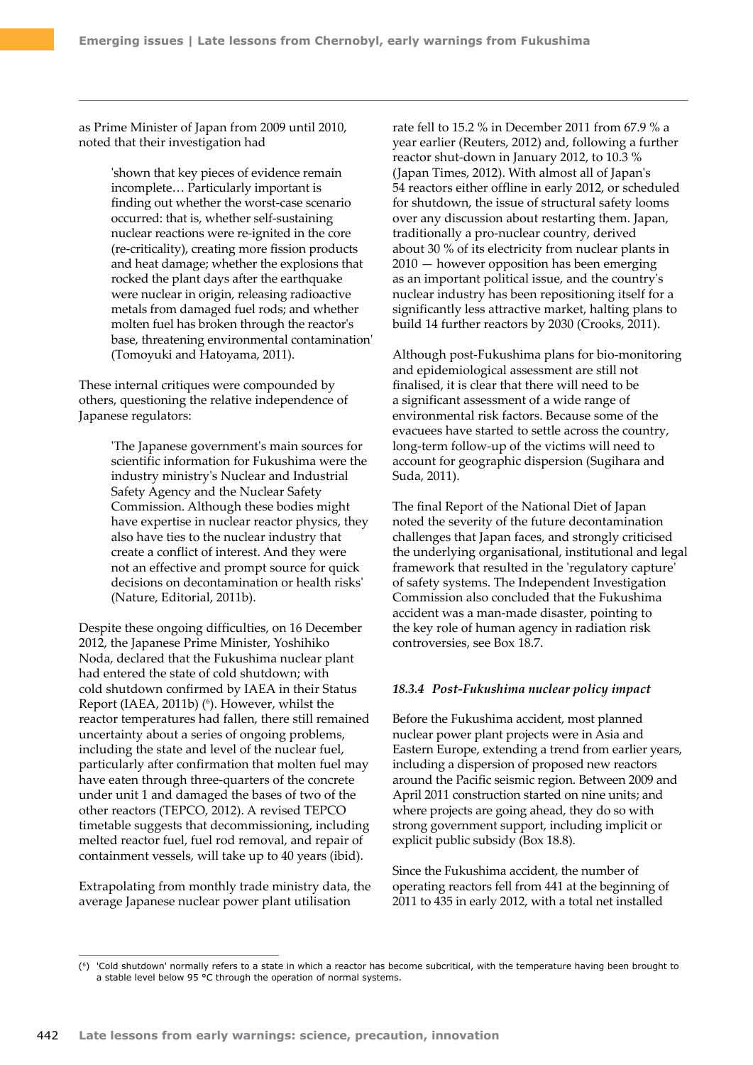as Prime Minister of Japan from 2009 until 2010, noted that their investigation had

> 'shown that key pieces of evidence remain incomplete… Particularly important is finding out whether the worst-case scenario occurred: that is, whether self-sustaining nuclear reactions were re-ignited in the core (re-criticality), creating more fission products and heat damage; whether the explosions that rocked the plant days after the earthquake were nuclear in origin, releasing radioactive metals from damaged fuel rods; and whether molten fuel has broken through the reactor's base, threatening environmental contamination' (Tomoyuki and Hatoyama, 2011).

These internal critiques were compounded by others, questioning the relative independence of Japanese regulators:

> 'The Japanese government's main sources for scientific information for Fukushima were the industry ministry's Nuclear and Industrial Safety Agency and the Nuclear Safety Commission. Although these bodies might have expertise in nuclear reactor physics, they also have ties to the nuclear industry that create a conflict of interest. And they were not an effective and prompt source for quick decisions on decontamination or health risks' (Nature, Editorial, 2011b).

Despite these ongoing difficulties, on 16 December 2012, the Japanese Prime Minister, Yoshihiko Noda, declared that the Fukushima nuclear plant had entered the state of cold shutdown; with cold shutdown confirmed by IAEA in their Status Report (IAEA, 2011b) (6). However, whilst the reactor temperatures had fallen, there still remained uncertainty about a series of ongoing problems, including the state and level of the nuclear fuel, particularly after confirmation that molten fuel may have eaten through three-quarters of the concrete under unit 1 and damaged the bases of two of the other reactors (TEPCO, 2012). A revised TEPCO timetable suggests that decommissioning, including melted reactor fuel, fuel rod removal, and repair of containment vessels, will take up to 40 years (ibid).

Extrapolating from monthly trade ministry data, the average Japanese nuclear power plant utilisation rate fell to 15.2 % in December 2011 from 67.9 % a year earlier (Reuters, 2012) and, following a further reactor shut-down in January 2012, to 10.3 % (Japan Times, 2012). With almost all of Japan's 54 reactors either offline in early 2012, or scheduled for shutdown, the issue of structural safety looms over any discussion about restarting them. Japan, traditionally a pro-nuclear country, derived about 30 % of its electricity from nuclear plants in 2010 — however opposition has been emerging as an important political issue, and the country's nuclear industry has been repositioning itself for a significantly less attractive market, halting plans to build 14 further reactors by 2030 (Crooks, 2011).

Although post-Fukushima plans for bio-monitoring and epidemiological assessment are still not finalised, it is clear that there will need to be a significant assessment of a wide range of environmental risk factors. Because some of the evacuees have started to settle across the country, long-term follow-up of the victims will need to account for geographic dispersion (Sugihara and Suda, 2011).

The final Report of the National Diet of Japan noted the severity of the future decontamination challenges that Japan faces, and strongly criticised the underlying organisational, institutional and legal framework that resulted in the 'regulatory capture' of safety systems. The Independent Investigation Commission also concluded that the Fukushima accident was a man-made disaster, pointing to the key role of human agency in radiation risk controversies, see Box 18.7.

### *18.3.4 Post-Fukushima nuclear policy impact*

Before the Fukushima accident, most planned nuclear power plant projects were in Asia and Eastern Europe, extending a trend from earlier years, including a dispersion of proposed new reactors around the Pacific seismic region. Between 2009 and April 2011 construction started on nine units; and where projects are going ahead, they do so with strong government support, including implicit or explicit public subsidy (Box 18.8).

Since the Fukushima accident, the number of operating reactors fell from 441 at the beginning of 2011 to 435 in early 2012, with a total net installed

---

(6) 'Cold shutdown' normally refers to a state in which a reactor has become subcritical, with the temperature having been brought to a stable level below 95 °C through the operation of normal systems.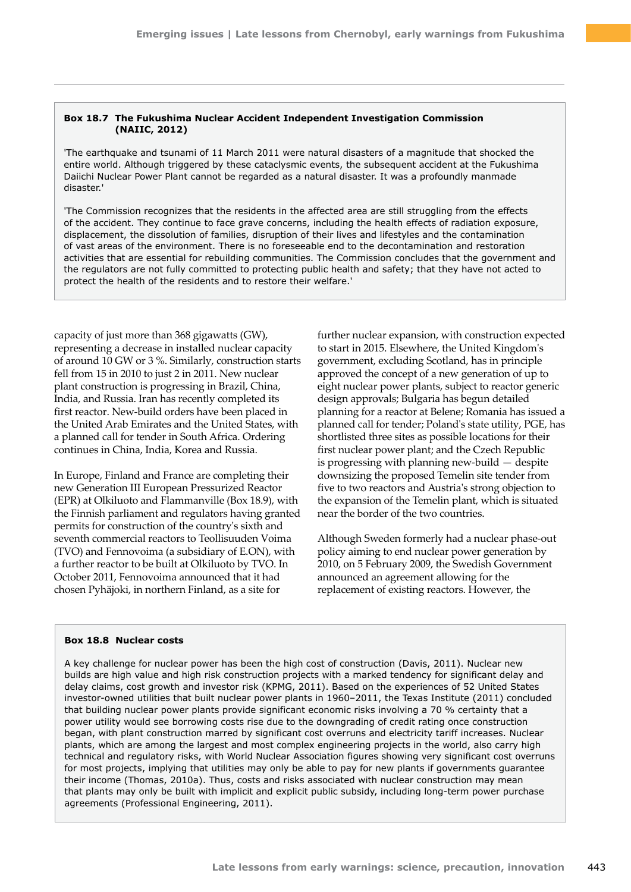**Box 18.7 The Fukushima Nuclear Accident Independent Investigation Commission (NAIIC, 2012)**

'The earthquake and tsunami of 11 March 2011 were natural disasters of a magnitude that shocked the entire world. Although triggered by these cataclysmic events, the subsequent accident at the Fukushima Daiichi Nuclear Power Plant cannot be regarded as a natural disaster. It was a profoundly manmade disaster.'

'The Commission recognizes that the residents in the affected area are still struggling from the effects of the accident. They continue to face grave concerns, including the health effects of radiation exposure, displacement, the dissolution of families, disruption of their lives and lifestyles and the contamination of vast areas of the environment. There is no foreseeable end to the decontamination and restoration activities that are essential for rebuilding communities. The Commission concludes that the government and the regulators are not fully committed to protecting public health and safety; that they have not acted to protect the health of the residents and to restore their welfare.'

capacity of just more than 368 gigawatts (GW), representing a decrease in installed nuclear capacity of around 10 GW or 3 %. Similarly, construction starts fell from 15 in 2010 to just 2 in 2011. New nuclear plant construction is progressing in Brazil, China, India, and Russia. Iran has recently completed its first reactor. New-build orders have been placed in the United Arab Emirates and the United States, with a planned call for tender in South Africa. Ordering continues in China, India, Korea and Russia.

In Europe, Finland and France are completing their new Generation III European Pressurized Reactor (EPR) at Olkiluoto and Flammanville (Box 18.9), with the Finnish parliament and regulators having granted permits for construction of the country's sixth and seventh commercial reactors to Teollisuuden Voima (TVO) and Fennovoima (a subsidiary of E.ON), with a further reactor to be built at Olkiluoto by TVO. In October 2011, Fennovoima announced that it had chosen Pyhäjoki, in northern Finland, as a site for further nuclear expansion, with construction expected to start in 2015. Elsewhere, the United Kingdom's government, excluding Scotland, has in principle approved the concept of a new generation of up to eight nuclear power plants, subject to reactor generic design approvals; Bulgaria has begun detailed planning for a reactor at Belene; Romania has issued a planned call for tender; Poland's state utility, PGE, has shortlisted three sites as possible locations for their first nuclear power plant; and the Czech Republic is progressing with planning new-build — despite downsizing the proposed Temelin site tender from five to two reactors and Austria's strong objection to the expansion of the Temelin plant, which is situated near the border of the two countries.

Although Sweden formerly had a nuclear phase-out policy aiming to end nuclear power generation by 2010, on 5 February 2009, the Swedish Government announced an agreement allowing for the replacement of existing reactors. However, the

**Box 18.8 Nuclear costs**

A key challenge for nuclear power has been the high cost of construction (Davis, 2011). Nuclear new builds are high value and high risk construction projects with a marked tendency for significant delay and delay claims, cost growth and investor risk (KPMG, 2011). Based on the experiences of 52 United States investor-owned utilities that built nuclear power plants in 1960–2011, the Texas Institute (2011) concluded that building nuclear power plants provide significant economic risks involving a 70 % certainty that a power utility would see borrowing costs rise due to the downgrading of credit rating once construction began, with plant construction marred by significant cost overruns and electricity tariff increases. Nuclear plants, which are among the largest and most complex engineering projects in the world, also carry high technical and regulatory risks, with World Nuclear Association figures showing very significant cost overruns for most projects, implying that utilities may only be able to pay for new plants if governments guarantee their income (Thomas, 2010a). Thus, costs and risks associated with nuclear construction may mean that plants may only be built with implicit and explicit public subsidy, including long-term power purchase agreements (Professional Engineering, 2011).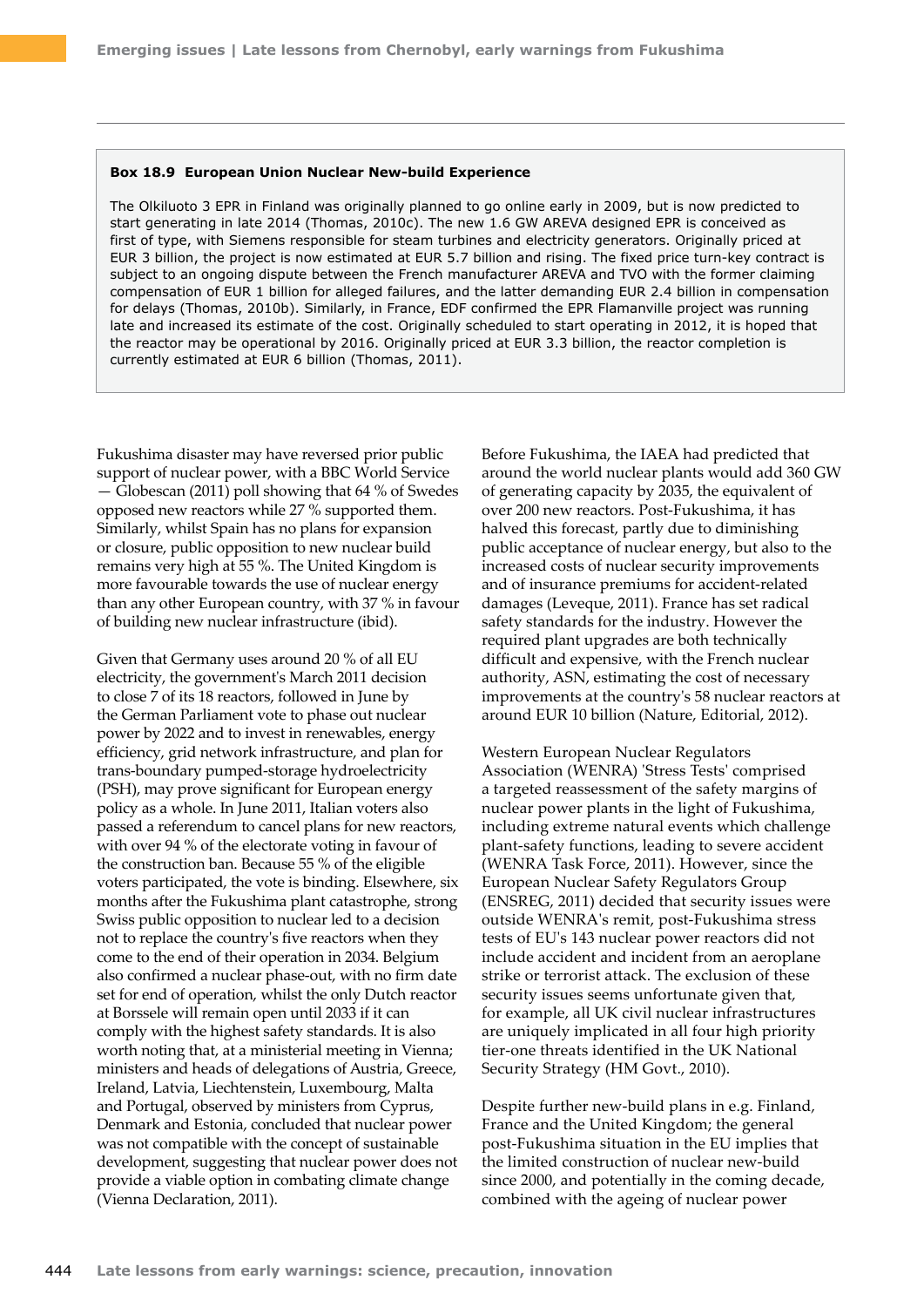**Box 18.9 European Union Nuclear New-build Experience**

The Olkiluoto 3 EPR in Finland was originally planned to go online early in 2009, but is now predicted to start generating in late 2014 (Thomas, 2010c). The new 1.6 GW AREVA designed EPR is conceived as first of type, with Siemens responsible for steam turbines and electricity generators. Originally priced at EUR 3 billion, the project is now estimated at EUR 5.7 billion and rising. The fixed price turn-key contract is subject to an ongoing dispute between the French manufacturer AREVA and TVO with the former claiming compensation of EUR 1 billion for alleged failures, and the latter demanding EUR 2.4 billion in compensation for delays (Thomas, 2010b). Similarly, in France, EDF confirmed the EPR Flamanville project was running late and increased its estimate of the cost. Originally scheduled to start operating in 2012, it is hoped that the reactor may be operational by 2016. Originally priced at EUR 3.3 billion, the reactor completion is currently estimated at EUR 6 billion (Thomas, 2011).

Fukushima disaster may have reversed prior public support of nuclear power, with a BBC World Service — Globescan (2011) poll showing that 64 % of Swedes opposed new reactors while 27 % supported them. Similarly, whilst Spain has no plans for expansion or closure, public opposition to new nuclear build remains very high at 55 %. The United Kingdom is more favourable towards the use of nuclear energy than any other European country, with 37 % in favour of building new nuclear infrastructure (ibid).

Given that Germany uses around 20 % of all EU electricity, the government's March 2011 decision to close 7 of its 18 reactors, followed in June by the German Parliament vote to phase out nuclear power by 2022 and to invest in renewables, energy efficiency, grid network infrastructure, and plan for trans-boundary pumped-storage hydroelectricity (PSH), may prove significant for European energy policy as a whole. In June 2011, Italian voters also passed a referendum to cancel plans for new reactors, with over 94 % of the electorate voting in favour of the construction ban. Because 55 % of the eligible voters participated, the vote is binding. Elsewhere, six months after the Fukushima plant catastrophe, strong Swiss public opposition to nuclear led to a decision not to replace the country's five reactors when they come to the end of their operation in 2034. Belgium also confirmed a nuclear phase-out, with no firm date set for end of operation, whilst the only Dutch reactor at Borssele will remain open until 2033 if it can comply with the highest safety standards. It is also worth noting that, at a ministerial meeting in Vienna; ministers and heads of delegations of Austria, Greece, Ireland, Latvia, Liechtenstein, Luxembourg, Malta and Portugal, observed by ministers from Cyprus, Denmark and Estonia, concluded that nuclear power was not compatible with the concept of sustainable development, suggesting that nuclear power does not provide a viable option in combating climate change (Vienna Declaration, 2011).

Before Fukushima, the IAEA had predicted that around the world nuclear plants would add 360 GW of generating capacity by 2035, the equivalent of over 200 new reactors. Post-Fukushima, it has halved this forecast, partly due to diminishing public acceptance of nuclear energy, but also to the increased costs of nuclear security improvements and of insurance premiums for accident-related damages (Leveque, 2011). France has set radical safety standards for the industry. However the required plant upgrades are both technically difficult and expensive, with the French nuclear authority, ASN, estimating the cost of necessary improvements at the country's 58 nuclear reactors at around EUR 10 billion (Nature, Editorial, 2012).

Western European Nuclear Regulators Association (WENRA) 'Stress Tests' comprised a targeted reassessment of the safety margins of nuclear power plants in the light of Fukushima, including extreme natural events which challenge plant-safety functions, leading to severe accident (WENRA Task Force, 2011). However, since the European Nuclear Safety Regulators Group (ENSREG, 2011) decided that security issues were outside WENRA's remit, post-Fukushima stress tests of EU's 143 nuclear power reactors did not include accident and incident from an aeroplane strike or terrorist attack. The exclusion of these security issues seems unfortunate given that, for example, all UK civil nuclear infrastructures are uniquely implicated in all four high priority tier-one threats identified in the UK National Security Strategy (HM Govt., 2010).

Despite further new-build plans in e.g. Finland, France and the United Kingdom; the general post-Fukushima situation in the EU implies that the limited construction of nuclear new-build since 2000, and potentially in the coming decade, combined with the ageing of nuclear power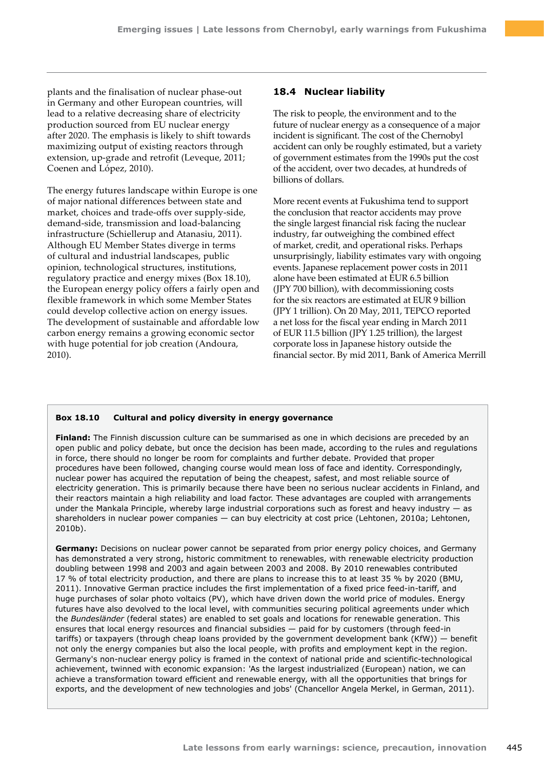plants and the finalisation of nuclear phase-out in Germany and other European countries, will lead to a relative decreasing share of electricity production sourced from EU nuclear energy after 2020. The emphasis is likely to shift towards maximizing output of existing reactors through extension, up-grade and retrofit (Leveque, 2011; Coenen and López, 2010).

The energy futures landscape within Europe is one of major national differences between state and market, choices and trade-offs over supply-side, demand-side, transmission and load-balancing infrastructure (Schiellerup and Atanasiu, 2011). Although EU Member States diverge in terms of cultural and industrial landscapes, public opinion, technological structures, institutions, regulatory practice and energy mixes (Box 18.10), the European energy policy offers a fairly open and flexible framework in which some Member States could develop collective action on energy issues. The development of sustainable and affordable low carbon energy remains a growing economic sector with huge potential for job creation (Andoura, 2010).

## 18.4 Nuclear liability

The risk to people, the environment and to the future of nuclear energy as a consequence of a major incident is significant. The cost of the Chernobyl accident can only be roughly estimated, but a variety of government estimates from the 1990s put the cost of the accident, over two decades, at hundreds of billions of dollars.

More recent events at Fukushima tend to support the conclusion that reactor accidents may prove the single largest financial risk facing the nuclear industry, far outweighing the combined effect of market, credit, and operational risks. Perhaps unsurprisingly, liability estimates vary with ongoing events. Japanese replacement power costs in 2011 alone have been estimated at EUR 6.5 billion (JPY 700 billion), with decommissioning costs for the six reactors are estimated at EUR 9 billion (JPY 1 trillion). On 20 May, 2011, TEPCO reported a net loss for the fiscal year ending in March 2011 of EUR 11.5 billion (JPY 1.25 trillion), the largest corporate loss in Japanese history outside the financial sector. By mid 2011, Bank of America Merrill

**Box 18.10 Cultural and policy diversity in energy governance**

**Finland:** The Finnish discussion culture can be summarised as one in which decisions are preceded by an open public and policy debate, but once the decision has been made, according to the rules and regulations in force, there should no longer be room for complaints and further debate. Provided that proper procedures have been followed, changing course would mean loss of face and identity. Correspondingly, nuclear power has acquired the reputation of being the cheapest, safest, and most reliable source of electricity generation. This is primarily because there have been no serious nuclear accidents in Finland, and their reactors maintain a high reliability and load factor. These advantages are coupled with arrangements under the Mankala Principle, whereby large industrial corporations such as forest and heavy industry — as shareholders in nuclear power companies — can buy electricity at cost price (Lehtonen, 2010a; Lehtonen, 2010b).

**Germany:** Decisions on nuclear power cannot be separated from prior energy policy choices, and Germany has demonstrated a very strong, historic commitment to renewables, with renewable electricity production doubling between 1998 and 2003 and again between 2003 and 2008. By 2010 renewables contributed 17 % of total electricity production, and there are plans to increase this to at least 35 % by 2020 (BMU, 2011). Innovative German practice includes the first implementation of a fixed price feed-in-tariff, and huge purchases of solar photo voltaics (PV), which have driven down the world price of modules. Energy futures have also devolved to the local level, with communities securing political agreements under which the *Bundesländer* (federal states) are enabled to set goals and locations for renewable generation. This ensures that local energy resources and financial subsidies — paid for by customers (through feed-in tariffs) or taxpayers (through cheap loans provided by the government development bank (KfW)) — benefit not only the energy companies but also the local people, with profits and employment kept in the region. Germany's non-nuclear energy policy is framed in the context of national pride and scientific-technological achievement, twinned with economic expansion: 'As the largest industrialized (European) nation, we can achieve a transformation toward efficient and renewable energy, with all the opportunities that brings for exports, and the development of new technologies and jobs' (Chancellor Angela Merkel, in German, 2011).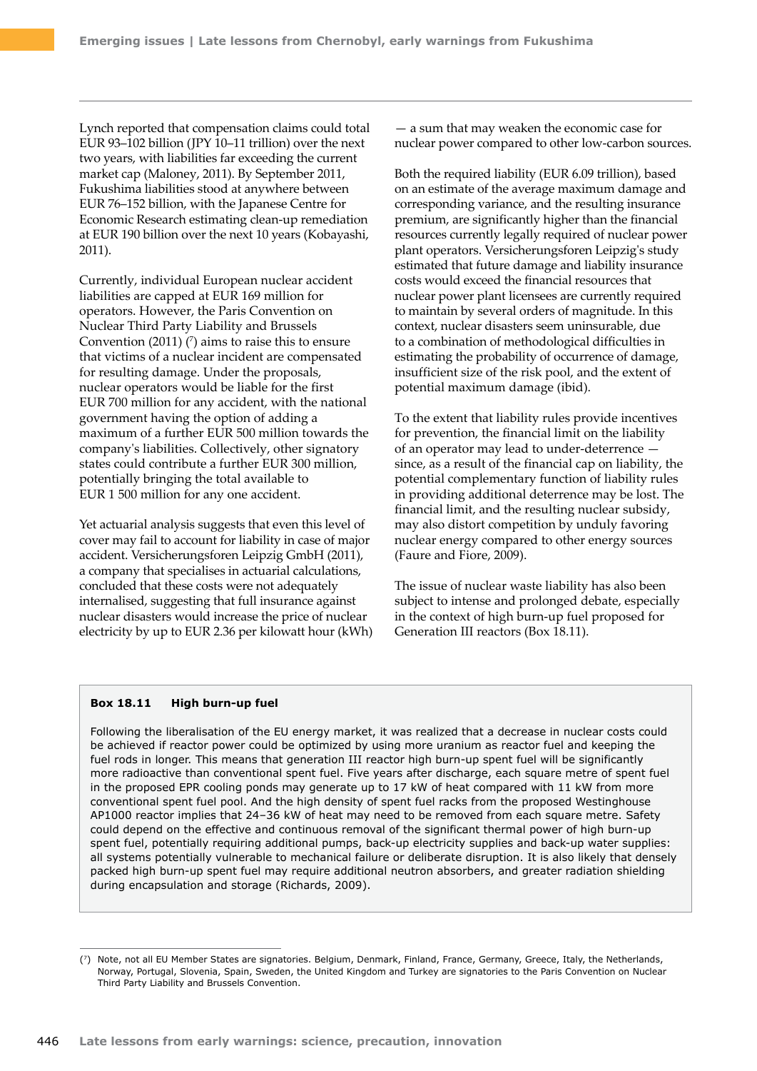Lynch reported that compensation claims could total EUR 93–102 billion (JPY 10–11 trillion) over the next two years, with liabilities far exceeding the current market cap (Maloney, 2011). By September 2011, Fukushima liabilities stood at anywhere between EUR 76–152 billion, with the Japanese Centre for Economic Research estimating clean-up remediation at EUR 190 billion over the next 10 years (Kobayashi, 2011).

Currently, individual European nuclear accident liabilities are capped at EUR 169 million for operators. However, the Paris Convention on Nuclear Third Party Liability and Brussels Convention (2011) ([7]) aims to raise this to ensure that victims of a nuclear incident are compensated for resulting damage. Under the proposals, nuclear operators would be liable for the first EUR 700 million for any accident, with the national government having the option of adding a maximum of a further EUR 500 million towards the company's liabilities. Collectively, other signatory states could contribute a further EUR 300 million, potentially bringing the total available to EUR 1 500 million for any one accident.

Yet actuarial analysis suggests that even this level of cover may fail to account for liability in case of major accident. Versicherungsforen Leipzig GmbH (2011), a company that specialises in actuarial calculations, concluded that these costs were not adequately internalised, suggesting that full insurance against nuclear disasters would increase the price of nuclear electricity by up to EUR 2.36 per kilowatt hour (kWh) — a sum that may weaken the economic case for nuclear power compared to other low-carbon sources.

Both the required liability (EUR 6.09 trillion), based on an estimate of the average maximum damage and corresponding variance, and the resulting insurance premium, are significantly higher than the financial resources currently legally required of nuclear power plant operators. Versicherungsforen Leipzig's study estimated that future damage and liability insurance costs would exceed the financial resources that nuclear power plant licensees are currently required to maintain by several orders of magnitude. In this context, nuclear disasters seem uninsurable, due to a combination of methodological difficulties in estimating the probability of occurrence of damage, insufficient size of the risk pool, and the extent of potential maximum damage (ibid).

To the extent that liability rules provide incentives for prevention, the financial limit on the liability of an operator may lead to under-deterrence — since, as a result of the financial cap on liability, the potential complementary function of liability rules in providing additional deterrence may be lost. The financial limit, and the resulting nuclear subsidy, may also distort competition by unduly favoring nuclear energy compared to other energy sources (Faure and Fiore, 2009).

The issue of nuclear waste liability has also been subject to intense and prolonged debate, especially in the context of high burn-up fuel proposed for Generation III reactors (Box 18.11).

**Box 18.11 High burn-up fuel**

Following the liberalisation of the EU energy market, it was realized that a decrease in nuclear costs could be achieved if reactor power could be optimized by using more uranium as reactor fuel and keeping the fuel rods in longer. This means that generation III reactor high burn-up spent fuel will be significantly more radioactive than conventional spent fuel. Five years after discharge, each square metre of spent fuel in the proposed EPR cooling ponds may generate up to 17 kW of heat compared with 11 kW from more conventional spent fuel pool. And the high density of spent fuel racks from the proposed Westinghouse AP1000 reactor implies that 24–36 kW of heat may need to be removed from each square metre. Safety could depend on the effective and continuous removal of the significant thermal power of high burn-up spent fuel, potentially requiring additional pumps, back-up electricity supplies and back-up water supplies: all systems potentially vulnerable to mechanical failure or deliberate disruption. It is also likely that densely packed high burn-up spent fuel may require additional neutron absorbers, and greater radiation shielding during encapsulation and storage (Richards, 2009).

([7]) Note, not all EU Member States are signatories. Belgium, Denmark, Finland, France, Germany, Greece, Italy, the Netherlands, Norway, Portugal, Slovenia, Spain, Sweden, the United Kingdom and Turkey are signatories to the Paris Convention on Nuclear Third Party Liability and Brussels Convention.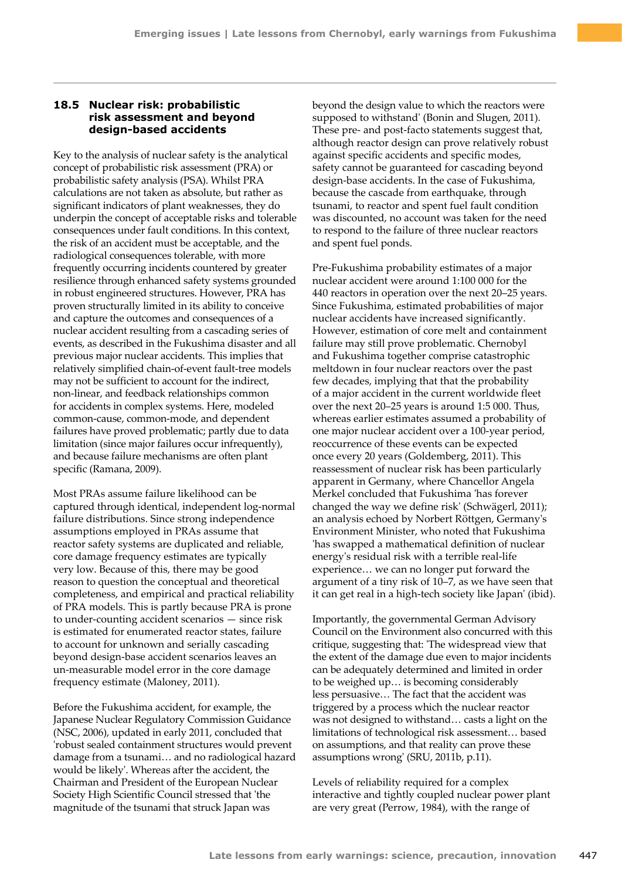## 18.5 Nuclear risk: probabilistic risk assessment and beyond design-based accidents

Key to the analysis of nuclear safety is the analytical concept of probabilistic risk assessment (PRA) or probabilistic safety analysis (PSA). Whilst PRA calculations are not taken as absolute, but rather as significant indicators of plant weaknesses, they do underpin the concept of acceptable risks and tolerable consequences under fault conditions. In this context, the risk of an accident must be acceptable, and the radiological consequences tolerable, with more frequently occurring incidents countered by greater resilience through enhanced safety systems grounded in robust engineered structures. However, PRA has proven structurally limited in its ability to conceive and capture the outcomes and consequences of a nuclear accident resulting from a cascading series of events, as described in the Fukushima disaster and all previous major nuclear accidents. This implies that relatively simplified chain-of-event fault-tree models may not be sufficient to account for the indirect, non-linear, and feedback relationships common for accidents in complex systems. Here, modeled common-cause, common-mode, and dependent failures have proved problematic; partly due to data limitation (since major failures occur infrequently), and because failure mechanisms are often plant specific (Ramana, 2009).

Most PRAs assume failure likelihood can be captured through identical, independent log-normal failure distributions. Since strong independence assumptions employed in PRAs assume that reactor safety systems are duplicated and reliable, core damage frequency estimates are typically very low. Because of this, there may be good reason to question the conceptual and theoretical completeness, and empirical and practical reliability of PRA models. This is partly because PRA is prone to under-counting accident scenarios — since risk is estimated for enumerated reactor states, failure to account for unknown and serially cascading beyond design-base accident scenarios leaves an un-measurable model error in the core damage frequency estimate (Maloney, 2011).

Before the Fukushima accident, for example, the Japanese Nuclear Regulatory Commission Guidance (NSC, 2006), updated in early 2011, concluded that 'robust sealed containment structures would prevent damage from a tsunami… and no radiological hazard would be likely'. Whereas after the accident, the Chairman and President of the European Nuclear Society High Scientific Council stressed that 'the magnitude of the tsunami that struck Japan was beyond the design value to which the reactors were supposed to withstand' (Bonin and Slugen, 2011). These pre- and post-facto statements suggest that, although reactor design can prove relatively robust against specific accidents and specific modes, safety cannot be guaranteed for cascading beyond design-base accidents. In the case of Fukushima, because the cascade from earthquake, through tsunami, to reactor and spent fuel fault condition was discounted, no account was taken for the need to respond to the failure of three nuclear reactors and spent fuel ponds.

Pre-Fukushima probability estimates of a major nuclear accident were around 1:100 000 for the 440 reactors in operation over the next 20–25 years. Since Fukushima, estimated probabilities of major nuclear accidents have increased significantly. However, estimation of core melt and containment failure may still prove problematic. Chernobyl and Fukushima together comprise catastrophic meltdown in four nuclear reactors over the past few decades, implying that that the probability of a major accident in the current worldwide fleet over the next 20–25 years is around 1:5 000. Thus, whereas earlier estimates assumed a probability of one major nuclear accident over a 100-year period, reoccurrence of these events can be expected once every 20 years (Goldemberg, 2011). This reassessment of nuclear risk has been particularly apparent in Germany, where Chancellor Angela Merkel concluded that Fukushima 'has forever changed the way we define risk' (Schwägerl, 2011); an analysis echoed by Norbert Röttgen, Germany's Environment Minister, who noted that Fukushima 'has swapped a mathematical definition of nuclear energy's residual risk with a terrible real-life experience… we can no longer put forward the argument of a tiny risk of 10–7, as we have seen that it can get real in a high-tech society like Japan' (ibid).

Importantly, the governmental German Advisory Council on the Environment also concurred with this critique, suggesting that: 'The widespread view that the extent of the damage due even to major incidents can be adequately determined and limited in order to be weighed up… is becoming considerably less persuasive… The fact that the accident was triggered by a process which the nuclear reactor was not designed to withstand… casts a light on the limitations of technological risk assessment… based on assumptions, and that reality can prove these assumptions wrong' (SRU, 2011b, p.11).

Levels of reliability required for a complex interactive and tightly coupled nuclear power plant are very great (Perrow, 1984), with the range of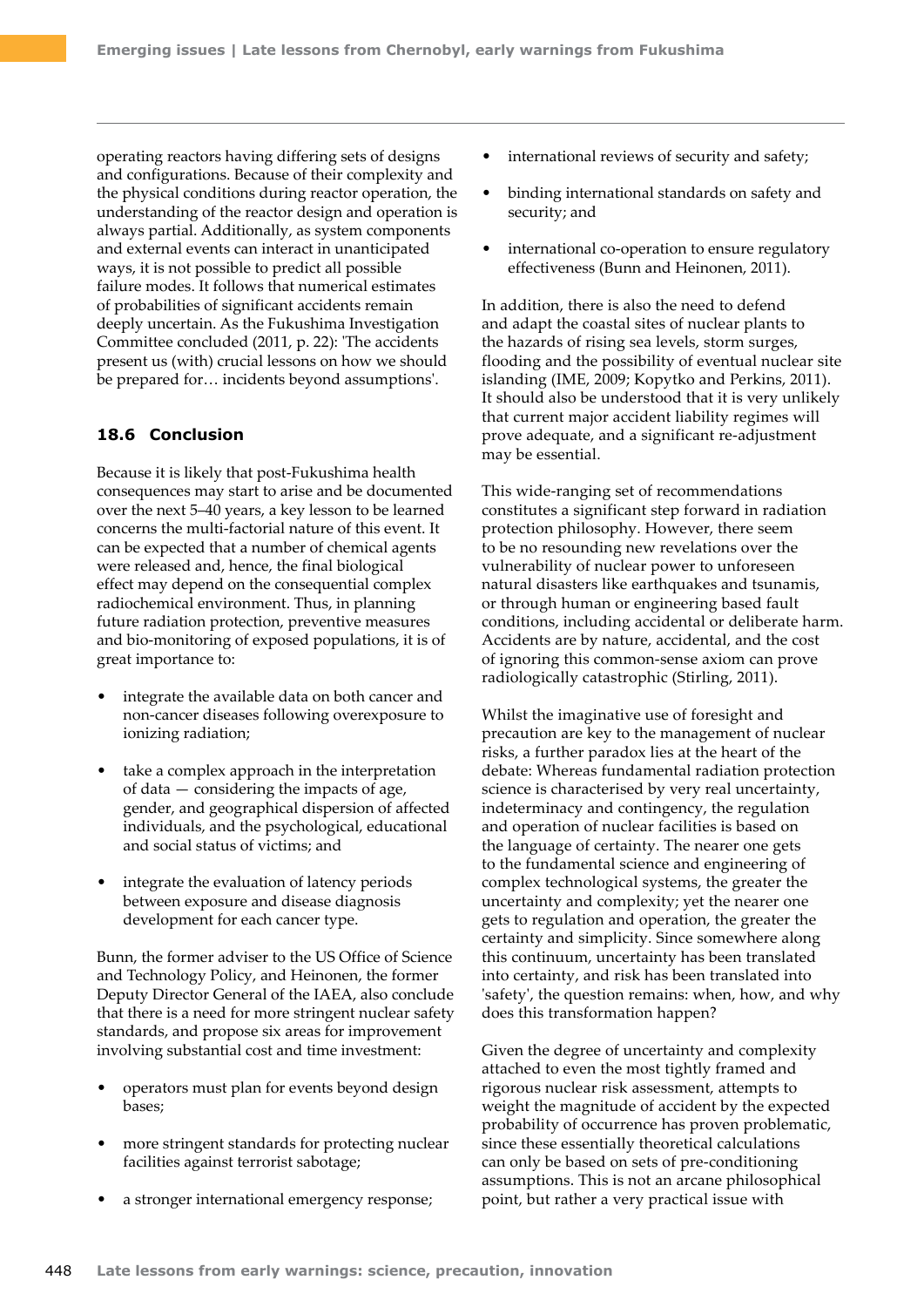operating reactors having differing sets of designs and configurations. Because of their complexity and the physical conditions during reactor operation, the understanding of the reactor design and operation is always partial. Additionally, as system components and external events can interact in unanticipated ways, it is not possible to predict all possible failure modes. It follows that numerical estimates of probabilities of significant accidents remain deeply uncertain. As the Fukushima Investigation Committee concluded (2011, p. 22): 'The accidents present us (with) crucial lessons on how we should be prepared for… incidents beyond assumptions'.

### 18.6 Conclusion

Because it is likely that post-Fukushima health consequences may start to arise and be documented over the next 5–40 years, a key lesson to be learned concerns the multi-factorial nature of this event. It can be expected that a number of chemical agents were released and, hence, the final biological effect may depend on the consequential complex radiochemical environment. Thus, in planning future radiation protection, preventive measures and bio-monitoring of exposed populations, it is of great importance to:

- integrate the available data on both cancer and non-cancer diseases following overexposure to ionizing radiation;
- take a complex approach in the interpretation of data — considering the impacts of age, gender, and geographical dispersion of affected individuals, and the psychological, educational and social status of victims; and
- integrate the evaluation of latency periods between exposure and disease diagnosis development for each cancer type.

Bunn, the former adviser to the US Office of Science and Technology Policy, and Heinonen, the former Deputy Director General of the IAEA, also conclude that there is a need for more stringent nuclear safety standards, and propose six areas for improvement involving substantial cost and time investment:

- operators must plan for events beyond design bases;
- more stringent standards for protecting nuclear facilities against terrorist sabotage;
- a stronger international emergency response;
- international reviews of security and safety;
- binding international standards on safety and security; and
- international co-operation to ensure regulatory effectiveness (Bunn and Heinonen, 2011).

In addition, there is also the need to defend and adapt the coastal sites of nuclear plants to the hazards of rising sea levels, storm surges, flooding and the possibility of eventual nuclear site islanding (IME, 2009; Kopytko and Perkins, 2011). It should also be understood that it is very unlikely that current major accident liability regimes will prove adequate, and a significant re-adjustment may be essential.

This wide-ranging set of recommendations constitutes a significant step forward in radiation protection philosophy. However, there seem to be no resounding new revelations over the vulnerability of nuclear power to unforeseen natural disasters like earthquakes and tsunamis, or through human or engineering based fault conditions, including accidental or deliberate harm. Accidents are by nature, accidental, and the cost of ignoring this common-sense axiom can prove radiologically catastrophic (Stirling, 2011).

Whilst the imaginative use of foresight and precaution are key to the management of nuclear risks, a further paradox lies at the heart of the debate: Whereas fundamental radiation protection science is characterised by very real uncertainty, indeterminacy and contingency, the regulation and operation of nuclear facilities is based on the language of certainty. The nearer one gets to the fundamental science and engineering of complex technological systems, the greater the uncertainty and complexity; yet the nearer one gets to regulation and operation, the greater the certainty and simplicity. Since somewhere along this continuum, uncertainty has been translated into certainty, and risk has been translated into 'safety', the question remains: when, how, and why does this transformation happen?

Given the degree of uncertainty and complexity attached to even the most tightly framed and rigorous nuclear risk assessment, attempts to weight the magnitude of accident by the expected probability of occurrence has proven problematic, since these essentially theoretical calculations can only be based on sets of pre-conditioning assumptions. This is not an arcane philosophical point, but rather a very practical issue with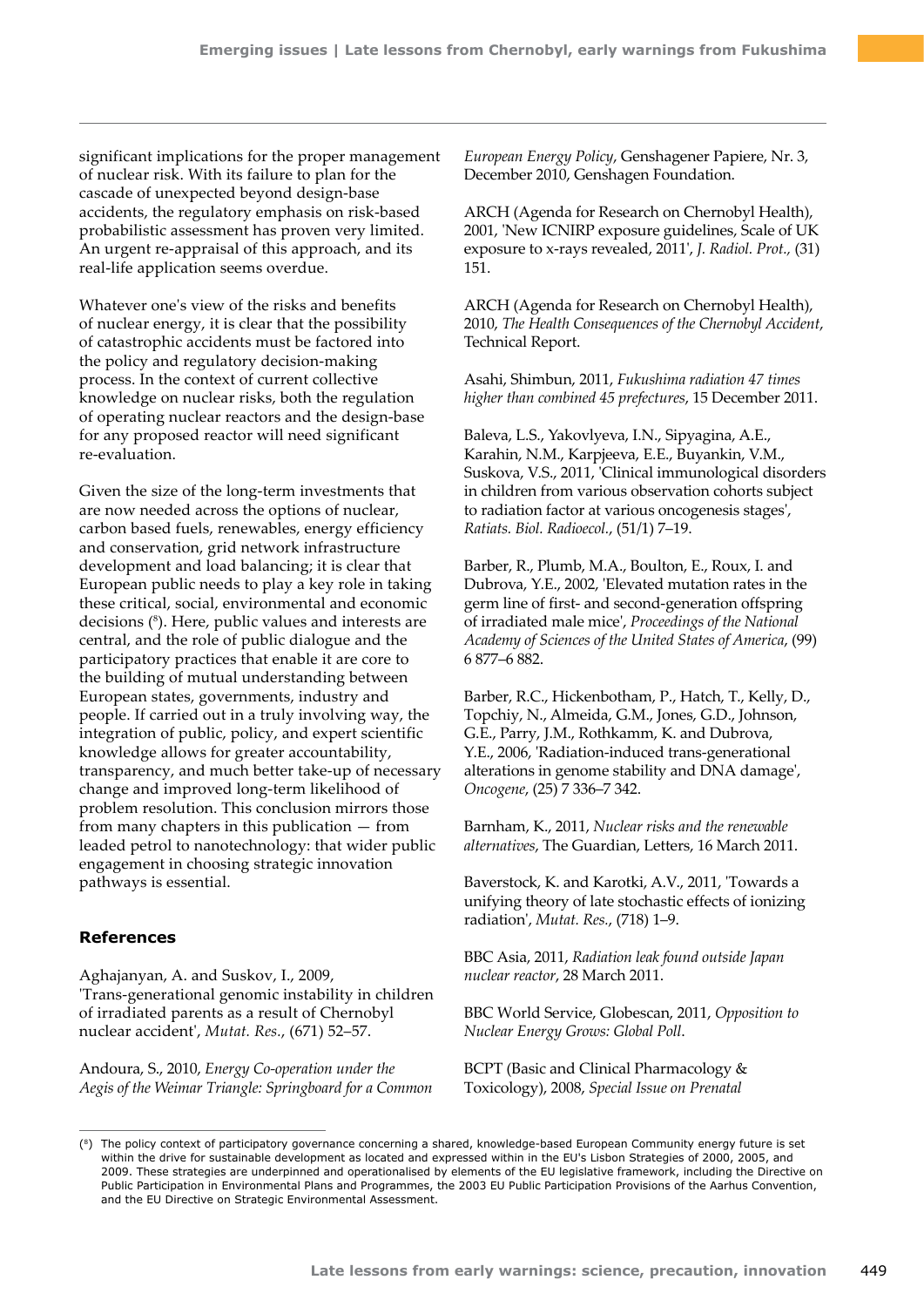significant implications for the proper management of nuclear risk. With its failure to plan for the cascade of unexpected beyond design-base accidents, the regulatory emphasis on risk-based probabilistic assessment has proven very limited. An urgent re-appraisal of this approach, and its real-life application seems overdue.

Whatever one's view of the risks and benefits of nuclear energy, it is clear that the possibility of catastrophic accidents must be factored into the policy and regulatory decision-making process. In the context of current collective knowledge on nuclear risks, both the regulation of operating nuclear reactors and the design-base for any proposed reactor will need significant re-evaluation.

Given the size of the long-term investments that are now needed across the options of nuclear, carbon based fuels, renewables, energy efficiency and conservation, grid network infrastructure development and load balancing; it is clear that European public needs to play a key role in taking these critical, social, environmental and economic decisions ([8]). Here, public values and interests are central, and the role of public dialogue and the participatory practices that enable it are core to the building of mutual understanding between European states, governments, industry and people. If carried out in a truly involving way, the integration of public, policy, and expert scientific knowledge allows for greater accountability, transparency, and much better take-up of necessary change and improved long-term likelihood of problem resolution. This conclusion mirrors those from many chapters in this publication — from leaded petrol to nanotechnology: that wider public engagement in choosing strategic innovation pathways is essential.

### References

Aghajanyan, A. and Suskov, I., 2009, 'Trans-generational genomic instability in children of irradiated parents as a result of Chernobyl nuclear accident', *Mutat. Res.*, (671) 52–57.

Andoura, S., 2010, *Energy Co-operation under the Aegis of the Weimar Triangle: Springboard for a Common European Energy Policy*, Genshagener Papiere, Nr. 3, December 2010, Genshagen Foundation.

ARCH (Agenda for Research on Chernobyl Health), 2001, 'New ICNIRP exposure guidelines, Scale of UK exposure to x-rays revealed, 2011', *J. Radiol. Prot.,* (31) 151.

ARCH (Agenda for Research on Chernobyl Health), 2010, *The Health Consequences of the Chernobyl Accident*, Technical Report.

Asahi, Shimbun, 2011, *Fukushima radiation 47 times higher than combined 45 prefectures*, 15 December 2011.

Baleva, L.S., Yakovlyeva, I.N., Sipyagina, A.E., Karahin, N.M., Karpjeeva, E.E., Buyankin, V.M., Suskova, V.S., 2011, 'Clinical immunological disorders in children from various observation cohorts subject to radiation factor at various oncogenesis stages', *Ratiats. Biol. Radioecol.*, (51/1) 7–19.

Barber, R., Plumb, M.A., Boulton, E., Roux, I. and Dubrova, Y.E., 2002, 'Elevated mutation rates in the germ line of first- and second-generation offspring of irradiated male mice', *Proceedings of the National Academy of Sciences of the United States of America*, (99) 6 877–6 882.

Barber, R.C., Hickenbotham, P., Hatch, T., Kelly, D., Topchiy, N., Almeida, G.M., Jones, G.D., Johnson, G.E., Parry, J.M., Rothkamm, K. and Dubrova, Y.E., 2006, 'Radiation-induced trans-generational alterations in genome stability and DNA damage', *Oncogene*, (25) 7 336–7 342.

Barnham, K., 2011, *Nuclear risks and the renewable alternatives*, The Guardian, Letters, 16 March 2011.

Baverstock, K. and Karotki, A.V., 2011, 'Towards a unifying theory of late stochastic effects of ionizing radiation', *Mutat. Res.*, (718) 1–9.

BBC Asia, 2011, *Radiation leak found outside Japan nuclear reactor*, 28 March 2011.

BBC World Service, Globescan, 2011, *Opposition to Nuclear Energy Grows: Global Poll*.

BCPT (Basic and Clinical Pharmacology & Toxicology), 2008, *Special Issue on Prenatal*

---

([8]) The policy context of participatory governance concerning a shared, knowledge-based European Community energy future is set within the drive for sustainable development as located and expressed within in the EU's Lisbon Strategies of 2000, 2005, and 2009. These strategies are underpinned and operationalised by elements of the EU legislative framework, including the Directive on Public Participation in Environmental Plans and Programmes, the 2003 EU Public Participation Provisions of the Aarhus Convention, and the EU Directive on Strategic Environmental Assessment.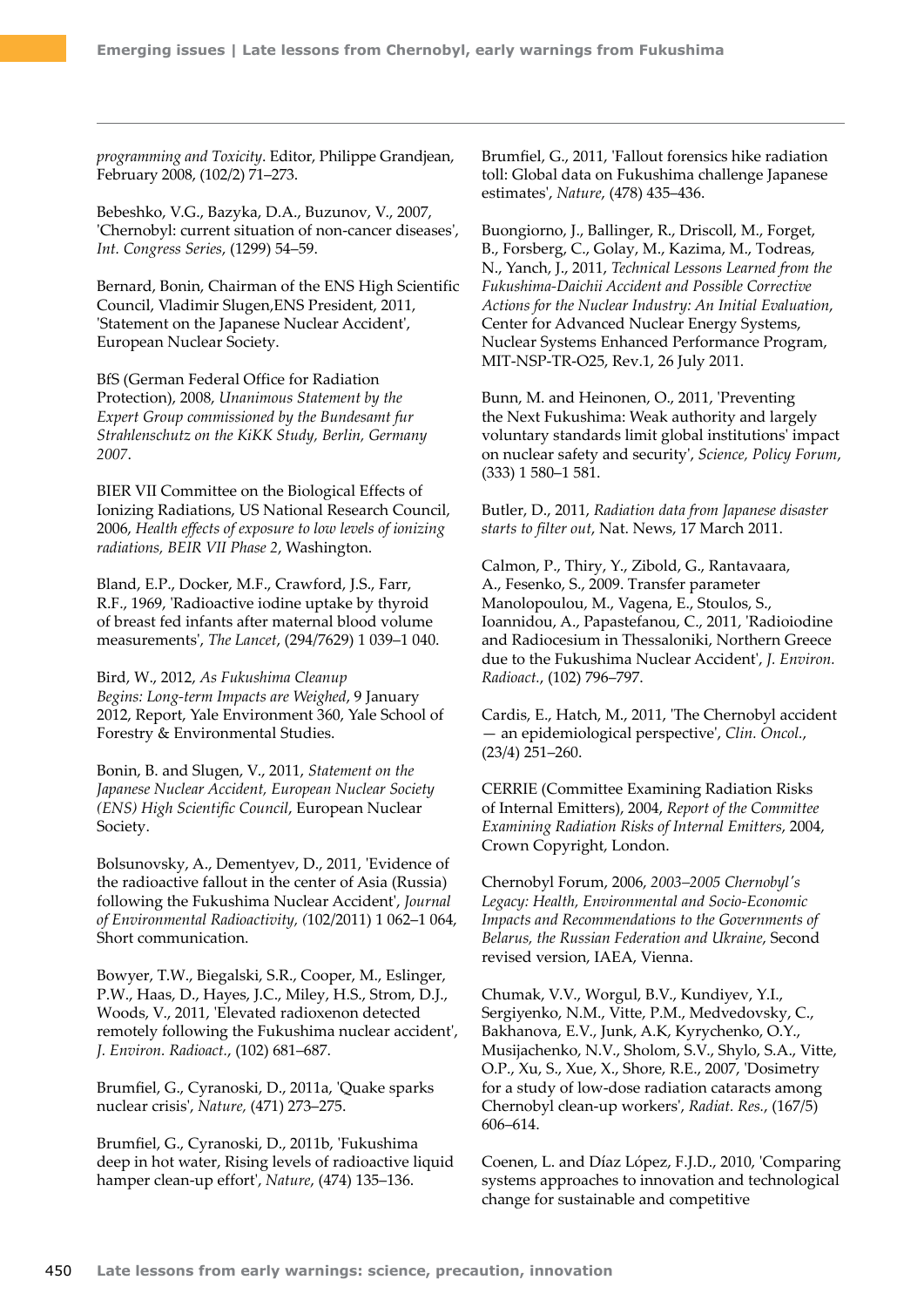*programming and Toxicity*. Editor, Philippe Grandjean, February 2008, (102/2) 71–273.

Bebeshko, V.G., Bazyka, D.A., Buzunov, V., 2007, 'Chernobyl: current situation of non-cancer diseases', *Int. Congress Series*, (1299) 54–59.

Bernard, Bonin, Chairman of the ENS High Scientific Council, Vladimir Slugen,ENS President, 2011, 'Statement on the Japanese Nuclear Accident', European Nuclear Society.

BfS (German Federal Office for Radiation Protection), 2008, *Unanimous Statement by the Expert Group commissioned by the Bundesamt fur Strahlenschutz on the KiKK Study, Berlin, Germany 2007*.

BIER VII Committee on the Biological Effects of Ionizing Radiations, US National Research Council, 2006, *Health effects of exposure to low levels of ionizing radiations, BEIR VII Phase 2*, Washington.

Bland, E.P., Docker, M.F., Crawford, J.S., Farr, R.F., 1969, 'Radioactive iodine uptake by thyroid of breast fed infants after maternal blood volume measurements', *The Lancet*, (294/7629) 1 039–1 040.

Bird, W., 2012, *As Fukushima Cleanup Begins: Long-term Impacts are Weighed*, 9 January 2012, Report, Yale Environment 360, Yale School of Forestry & Environmental Studies.

Bonin, B. and Slugen, V., 2011, *Statement on the Japanese Nuclear Accident, European Nuclear Society (ENS) High Scientific Council*, European Nuclear Society.

Bolsunovsky, A., Dementyev, D., 2011, 'Evidence of the radioactive fallout in the center of Asia (Russia) following the Fukushima Nuclear Accident', *Journal of Environmental Radioactivity, (*102/2011) 1 062–1 064, Short communication.

Bowyer, T.W., Biegalski, S.R., Cooper, M., Eslinger, P.W., Haas, D., Hayes, J.C., Miley, H.S., Strom, D.J., Woods, V., 2011, 'Elevated radioxenon detected remotely following the Fukushima nuclear accident', *J. Environ. Radioact.*, (102) 681–687.

Brumfiel, G., Cyranoski, D., 2011a, 'Quake sparks nuclear crisis', *Nature,* (471) 273–275.

Brumfiel, G., Cyranoski, D., 2011b, 'Fukushima deep in hot water, Rising levels of radioactive liquid hamper clean-up effort', *Nature*, (474) 135–136.

Brumfiel, G., 2011, 'Fallout forensics hike radiation toll: Global data on Fukushima challenge Japanese estimates', *Nature*, (478) 435–436.

Buongiorno, J., Ballinger, R., Driscoll, M., Forget, B., Forsberg, C., Golay, M., Kazima, M., Todreas, N., Yanch, J., 2011, *Technical Lessons Learned from the Fukushima-Daichii Accident and Possible Corrective Actions for the Nuclear Industry: An Initial Evaluation*, Center for Advanced Nuclear Energy Systems, Nuclear Systems Enhanced Performance Program, MIT-NSP-TR-O25, Rev.1, 26 July 2011.

Bunn, M. and Heinonen, O., 2011, 'Preventing the Next Fukushima: Weak authority and largely voluntary standards limit global institutions' impact on nuclear safety and security', *Science, Policy Forum*, (333) 1 580–1 581.

Butler, D., 2011, *Radiation data from Japanese disaster starts to filter out*, Nat. News, 17 March 2011.

Calmon, P., Thiry, Y., Zibold, G., Rantavaara, A., Fesenko, S., 2009. Transfer parameter Manolopoulou, M., Vagena, E., Stoulos, S., Ioannidou, A., Papastefanou, C., 2011, 'Radioiodine and Radiocesium in Thessaloniki, Northern Greece due to the Fukushima Nuclear Accident', *J. Environ. Radioact.*, (102) 796–797.

Cardis, E., Hatch, M., 2011, 'The Chernobyl accident — an epidemiological perspective', *Clin. Oncol.*, (23/4) 251–260.

CERRIE (Committee Examining Radiation Risks of Internal Emitters), 2004, *Report of the Committee Examining Radiation Risks of Internal Emitters*, 2004, Crown Copyright, London.

Chernobyl Forum, 2006, *2003–2005 Chernobyl's Legacy: Health, Environmental and Socio-Economic Impacts and Recommendations to the Governments of Belarus, the Russian Federation and Ukraine*, Second revised version, IAEA, Vienna.

Chumak, V.V., Worgul, B.V., Kundiyev, Y.I., Sergiyenko, N.M., Vitte, P.M., Medvedovsky, C., Bakhanova, E.V., Junk, A.K, Kyrychenko, O.Y., Musijachenko, N.V., Sholom, S.V., Shylo, S.A., Vitte, O.P., Xu, S., Xue, X., Shore, R.E., 2007, 'Dosimetry for a study of low-dose radiation cataracts among Chernobyl clean-up workers', *Radiat. Res.*, (167/5) 606–614.

Coenen, L. and Díaz López, F.J.D., 2010, 'Comparing systems approaches to innovation and technological change for sustainable and competitive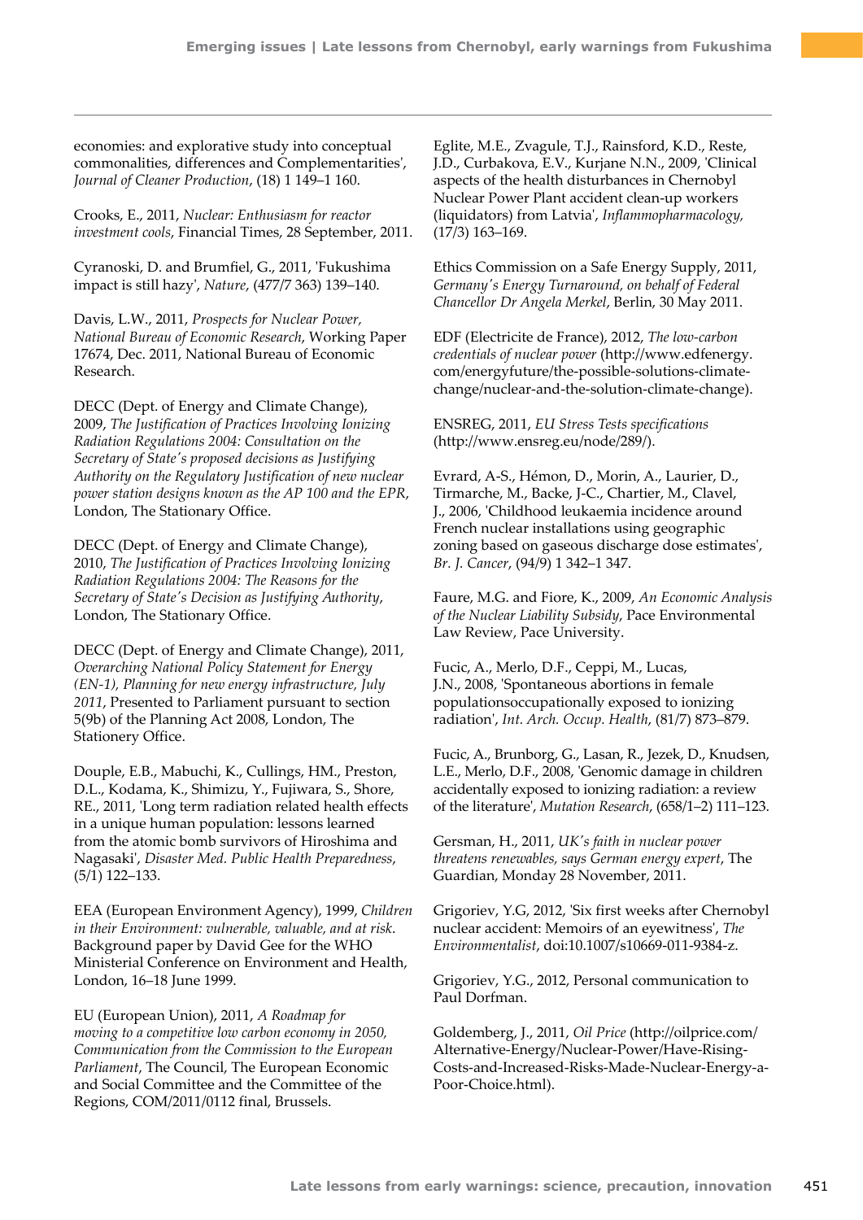economies: and explorative study into conceptual commonalities, differences and Complementarities', *Journal of Cleaner Production*, (18) 1 149–1 160.

Crooks, E., 2011, *Nuclear: Enthusiasm for reactor investment cools*, Financial Times, 28 September, 2011.

Cyranoski, D. and Brumfiel, G., 2011, 'Fukushima impact is still hazy', *Nature*, (477/7 363) 139–140.

Davis, L.W., 2011, *Prospects for Nuclear Power, National Bureau of Economic Research*, Working Paper 17674, Dec. 2011, National Bureau of Economic Research.

DECC (Dept. of Energy and Climate Change), 2009, *The Justification of Practices Involving Ionizing Radiation Regulations 2004: Consultation on the Secretary of State's proposed decisions as Justifying Authority on the Regulatory Justification of new nuclear power station designs known as the AP 100 and the EPR*, London, The Stationary Office.

DECC (Dept. of Energy and Climate Change), 2010, *The Justification of Practices Involving Ionizing Radiation Regulations 2004: The Reasons for the Secretary of State's Decision as Justifying Authority*, London, The Stationary Office.

DECC (Dept. of Energy and Climate Change), 2011, *Overarching National Policy Statement for Energy (EN-1), Planning for new energy infrastructure, July 2011*, Presented to Parliament pursuant to section 5(9b) of the Planning Act 2008, London, The Stationery Office.

Douple, E.B., Mabuchi, K., Cullings, HM., Preston, D.L., Kodama, K., Shimizu, Y., Fujiwara, S., Shore, RE., 2011, 'Long term radiation related health effects in a unique human population: lessons learned from the atomic bomb survivors of Hiroshima and Nagasaki', *Disaster Med. Public Health Preparedness*, (5/1) 122–133.

EEA (European Environment Agency), 1999, *Children in their Environment: vulnerable, valuable, and at risk*. Background paper by David Gee for the WHO Ministerial Conference on Environment and Health, London, 16–18 June 1999.

EU (European Union), 2011, *A Roadmap for moving to a competitive low carbon economy in 2050, Communication from the Commission to the European Parliament*, The Council, The European Economic and Social Committee and the Committee of the Regions, COM/2011/0112 final, Brussels.

Eglite, M.E., Zvagule, T.J., Rainsford, K.D., Reste, J.D., Curbakova, E.V., Kurjane N.N., 2009, 'Clinical aspects of the health disturbances in Chernobyl Nuclear Power Plant accident clean-up workers (liquidators) from Latvia', *Inflammopharmacology*, (17/3) 163–169.

Ethics Commission on a Safe Energy Supply, 2011, *Germany's Energy Turnaround, on behalf of Federal Chancellor Dr Angela Merkel*, Berlin, 30 May 2011.

EDF (Electricite de France), 2012, *The low-carbon credentials of nuclear power* (http://www.edfenergy.com/energyfuture/the-possible-solutions-climate-change/nuclear-and-the-solution-climate-change).

ENSREG, 2011, *EU Stress Tests specifications* (http://www.ensreg.eu/node/289/).

Evrard, A-S., Hémon, D., Morin, A., Laurier, D., Tirmarche, M., Backe, J-C., Chartier, M., Clavel, J., 2006, 'Childhood leukaemia incidence around French nuclear installations using geographic zoning based on gaseous discharge dose estimates', *Br. J. Cancer*, (94/9) 1 342–1 347.

Faure, M.G. and Fiore, K., 2009, *An Economic Analysis of the Nuclear Liability Subsidy*, Pace Environmental Law Review, Pace University.

Fucic, A., Merlo, D.F., Ceppi, M., Lucas, J.N., 2008, 'Spontaneous abortions in female populationsoccupationally exposed to ionizing radiation', *Int. Arch. Occup. Health*, (81/7) 873–879.

Fucic, A., Brunborg, G., Lasan, R., Jezek, D., Knudsen, L.E., Merlo, D.F., 2008, 'Genomic damage in children accidentally exposed to ionizing radiation: a review of the literature', *Mutation Research*, (658/1–2) 111–123.

Gersman, H., 2011, *UK's faith in nuclear power threatens renewables, says German energy expert*, The Guardian, Monday 28 November, 2011.

Grigoriev, Y.G, 2012, 'Six first weeks after Chernobyl nuclear accident: Memoirs of an eyewitness', *The Environmentalist*, doi:10.1007/s10669-011-9384-z.

Grigoriev, Y.G., 2012, Personal communication to Paul Dorfman.

Goldemberg, J., 2011, *Oil Price* (http://oilprice.com/Alternative-Energy/Nuclear-Power/Have-Rising-Costs-and-Increased-Risks-Made-Nuclear-Energy-a-Poor-Choice.html).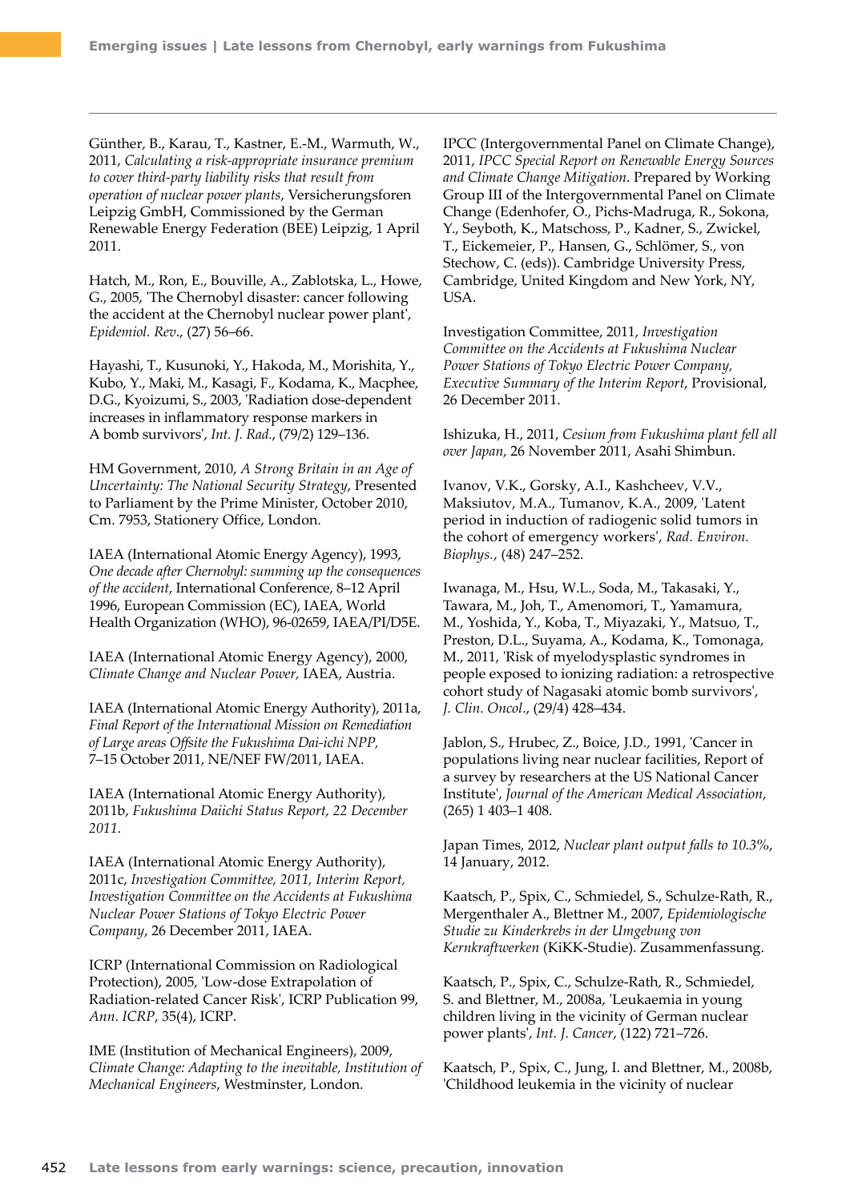Günther, B., Karau, T., Kastner, E.-M., Warmuth, W., 2011, *Calculating a risk-appropriate insurance premium to cover third-party liability risks that result from operation of nuclear power plants*, Versicherungsforen Leipzig GmbH, Commissioned by the German Renewable Energy Federation (BEE) Leipzig, 1 April 2011.

Hatch, M., Ron, E., Bouville, A., Zablotska, L., Howe, G., 2005, 'The Chernobyl disaster: cancer following the accident at the Chernobyl nuclear power plant', *Epidemiol. Rev*., (27) 56–66.

Hayashi, T., Kusunoki, Y., Hakoda, M., Morishita, Y., Kubo, Y., Maki, M., Kasagi, F., Kodama, K., Macphee, D.G., Kyoizumi, S., 2003, 'Radiation dose-dependent increases in inflammatory response markers in A bomb survivors', *Int. J. Rad*., (79/2) 129–136.

HM Government, 2010, *A Strong Britain in an Age of Uncertainty: The National Security Strategy*, Presented to Parliament by the Prime Minister, October 2010, Cm. 7953, Stationery Office, London.

IAEA (International Atomic Energy Agency), 1993, *One decade after Chernobyl: summing up the consequences of the accident*, International Conference, 8–12 April 1996, European Commission (EC), IAEA, World Health Organization (WHO), 96-02659, IAEA/PI/D5E.

IAEA (International Atomic Energy Agency), 2000, *Climate Change and Nuclear Power,* IAEA, Austria.

IAEA (International Atomic Energy Authority), 2011a, *Final Report of the International Mission on Remediation of Large areas Offsite the Fukushima Dai-ichi NPP,* 7–15 October 2011, NE/NEF FW/2011, IAEA.

IAEA (International Atomic Energy Authority), 2011b, *Fukushima Daiichi Status Report, 22 December 2011*.

IAEA (International Atomic Energy Authority), 2011c, *Investigation Committee, 2011, Interim Report, Investigation Committee on the Accidents at Fukushima Nuclear Power Stations of Tokyo Electric Power Company*, 26 December 2011, IAEA.

ICRP (International Commission on Radiological Protection), 2005, 'Low-dose Extrapolation of Radiation-related Cancer Risk', ICRP Publication 99, *Ann. ICRP*, 35(4), ICRP.

IME (Institution of Mechanical Engineers), 2009, *Climate Change: Adapting to the inevitable, Institution of Mechanical Engineers*, Westminster, London.

IPCC (Intergovernmental Panel on Climate Change), 2011, *IPCC Special Report on Renewable Energy Sources and Climate Change Mitigation*. Prepared by Working Group III of the Intergovernmental Panel on Climate Change (Edenhofer, O., Pichs-Madruga, R., Sokona, Y., Seyboth, K., Matschoss, P., Kadner, S., Zwickel, T., Eickemeier, P., Hansen, G., Schlömer, S., von Stechow, C. (eds)). Cambridge University Press, Cambridge, United Kingdom and New York, NY, USA.

Investigation Committee, 2011, *Investigation Committee on the Accidents at Fukushima Nuclear Power Stations of Tokyo Electric Power Company, Executive Summary of the Interim Report*, Provisional, 26 December 2011.

Ishizuka, H., 2011, *Cesium from Fukushima plant fell all over Japan*, 26 November 2011, Asahi Shimbun.

Ivanov, V.K., Gorsky, A.I., Kashcheev, V.V., Maksiutov, M.A., Tumanov, K.A., 2009, 'Latent period in induction of radiogenic solid tumors in the cohort of emergency workers', *Rad. Environ. Biophys*., (48) 247–252.

Iwanaga, M., Hsu, W.L., Soda, M., Takasaki, Y., Tawara, M., Joh, T., Amenomori, T., Yamamura, M., Yoshida, Y., Koba, T., Miyazaki, Y., Matsuo, T., Preston, D.L., Suyama, A., Kodama, K., Tomonaga, M., 2011, 'Risk of myelodysplastic syndromes in people exposed to ionizing radiation: a retrospective cohort study of Nagasaki atomic bomb survivors', *J. Clin. Oncol*., (29/4) 428–434.

Jablon, S., Hrubec, Z., Boice, J.D., 1991, 'Cancer in populations living near nuclear facilities, Report of a survey by researchers at the US National Cancer Institute', *Journal of the American Medical Association*, (265) 1 403–1 408.

Japan Times, 2012, *Nuclear plant output falls to 10.3%*, 14 January, 2012.

Kaatsch, P., Spix, C., Schmiedel, S., Schulze-Rath, R., Mergenthaler A., Blettner M., 2007, *Epidemiologische Studie zu Kinderkrebs in der Umgebung von Kernkraftwerken* (KiKK-Studie). Zusammenfassung.

Kaatsch, P., Spix, C., Schulze-Rath, R., Schmiedel, S. and Blettner, M., 2008a, 'Leukaemia in young children living in the vicinity of German nuclear power plants', *Int. J. Cancer*, (122) 721–726.

Kaatsch, P., Spix, C., Jung, I. and Blettner, M., 2008b, 'Childhood leukemia in the vicinity of nuclear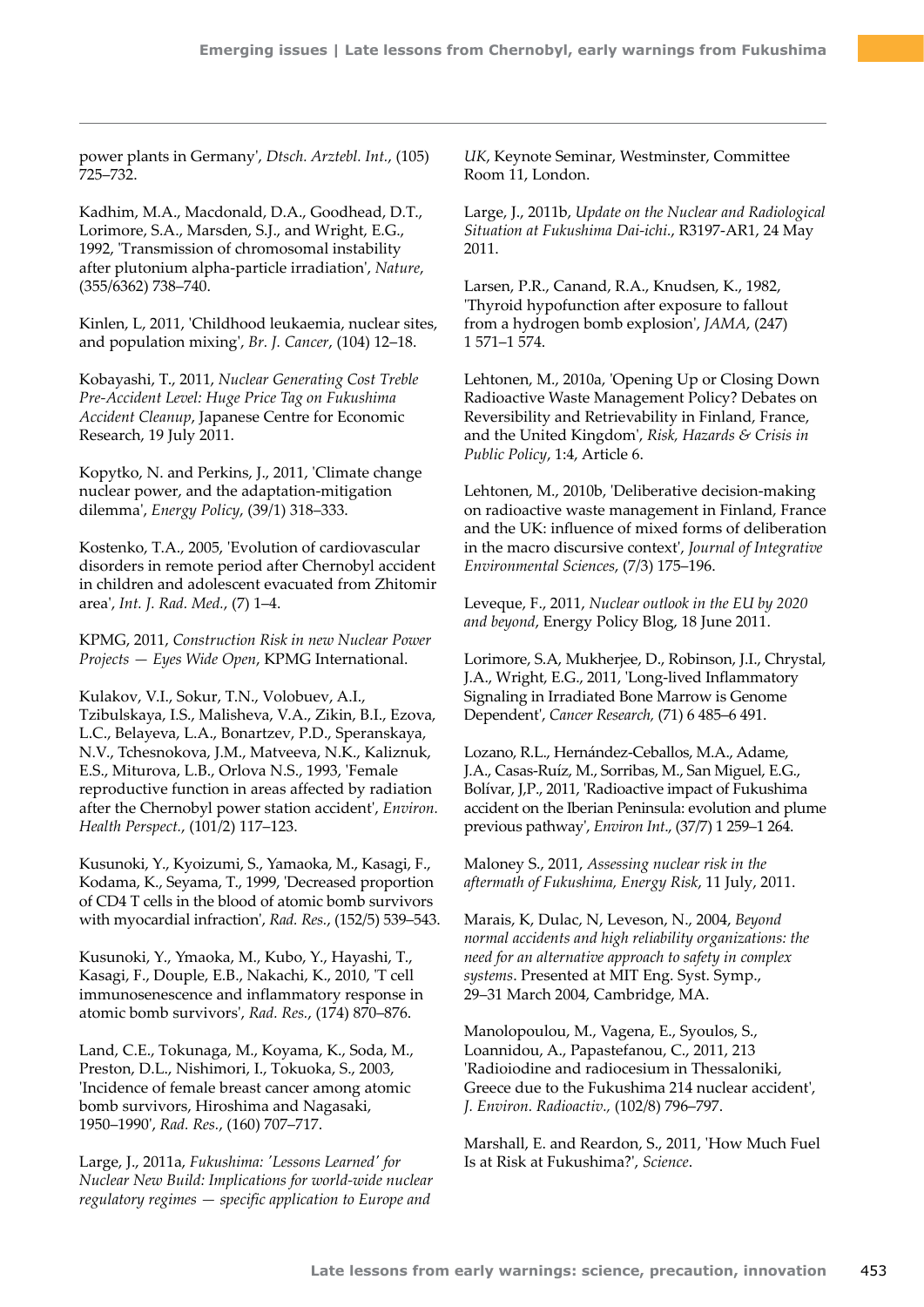power plants in Germany', *Dtsch. Arztebl. Int.*, (105) 725–732.

Kadhim, M.A., Macdonald, D.A., Goodhead, D.T., Lorimore, S.A., Marsden, S.J., and Wright, E.G., 1992, 'Transmission of chromosomal instability after plutonium alpha-particle irradiation', *Nature*, (355/6362) 738–740.

Kinlen, L, 2011, 'Childhood leukaemia, nuclear sites, and population mixing', *Br. J. Cancer*, (104) 12–18.

Kobayashi, T., 2011, *Nuclear Generating Cost Treble Pre-Accident Level: Huge Price Tag on Fukushima Accident Cleanup*, Japanese Centre for Economic Research, 19 July 2011.

Kopytko, N. and Perkins, J., 2011, 'Climate change nuclear power, and the adaptation-mitigation dilemma', *Energy Policy*, (39/1) 318–333.

Kostenko, T.A., 2005, 'Evolution of cardiovascular disorders in remote period after Chernobyl accident in children and adolescent evacuated from Zhitomir area', *Int. J. Rad. Med.*, (7) 1–4.

KPMG, 2011, *Construction Risk in new Nuclear Power Projects — Eyes Wide Open*, KPMG International.

Kulakov, V.I., Sokur, T.N., Volobuev, A.I., Tzibulskaya, I.S., Malisheva, V.A., Zikin, B.I., Ezova, L.C., Belayeva, L.A., Bonartzev, P.D., Speranskaya, N.V., Tchesnokova, J.M., Matveeva, N.K., Kaliznuk, E.S., Miturova, L.B., Orlova N.S., 1993, 'Female reproductive function in areas affected by radiation after the Chernobyl power station accident', *Environ. Health Perspect.*, (101/2) 117–123.

Kusunoki, Y., Kyoizumi, S., Yamaoka, M., Kasagi, F., Kodama, K., Seyama, T., 1999, 'Decreased proportion of CD4 T cells in the blood of atomic bomb survivors with myocardial infraction', *Rad. Res.*, (152/5) 539–543.

Kusunoki, Y., Ymaoka, M., Kubo, Y., Hayashi, T., Kasagi, F., Douple, E.B., Nakachi, K., 2010, 'T cell immunosenescence and inflammatory response in atomic bomb survivors', *Rad. Res.*, (174) 870–876.

Land, C.E., Tokunaga, M., Koyama, K., Soda, M., Preston, D.L., Nishimori, I., Tokuoka, S., 2003, 'Incidence of female breast cancer among atomic bomb survivors, Hiroshima and Nagasaki, 1950–1990', *Rad. Res.*, (160) 707–717.

Large, J., 2011a, *Fukushima: 'Lessons Learned' for Nuclear New Build: Implications for world-wide nuclear regulatory regimes — specific application to Europe and UK*, Keynote Seminar, Westminster, Committee Room 11, London.

Large, J., 2011b, *Update on the Nuclear and Radiological Situation at Fukushima Dai-ichi.*, R3197-AR1, 24 May 2011.

Larsen, P.R., Canand, R.A., Knudsen, K., 1982, 'Thyroid hypofunction after exposure to fallout from a hydrogen bomb explosion', *JAMA*, (247) 1 571–1 574.

Lehtonen, M., 2010a, 'Opening Up or Closing Down Radioactive Waste Management Policy? Debates on Reversibility and Retrievability in Finland, France, and the United Kingdom', *Risk, Hazards & Crisis in Public Policy*, 1:4, Article 6.

Lehtonen, M., 2010b, 'Deliberative decision-making on radioactive waste management in Finland, France and the UK: influence of mixed forms of deliberation in the macro discursive context', *Journal of Integrative Environmental Sciences*, (7/3) 175–196.

Leveque, F., 2011, *Nuclear outlook in the EU by 2020 and beyond*, Energy Policy Blog, 18 June 2011.

Lorimore, S.A, Mukherjee, D., Robinson, J.I., Chrystal, J.A., Wright, E.G., 2011, 'Long-lived Inflammatory Signaling in Irradiated Bone Marrow is Genome Dependent', *Cancer Research,* (71) 6 485–6 491.

Lozano, R.L., Hernández-Ceballos, M.A., Adame, J.A., Casas-Ruíz, M., Sorribas, M., San Miguel, E.G., Bolívar, J,P., 2011, 'Radioactive impact of Fukushima accident on the Iberian Peninsula: evolution and plume previous pathway', *Environ Int.*, (37/7) 1 259–1 264.

Maloney S., 2011, *Assessing nuclear risk in the aftermath of Fukushima, Energy Risk*, 11 July, 2011.

Marais, K, Dulac, N, Leveson, N., 2004, *Beyond normal accidents and high reliability organizations: the need for an alternative approach to safety in complex systems*. Presented at MIT Eng. Syst. Symp., 29–31 March 2004, Cambridge, MA.

Manolopoulou, M., Vagena, E., Syoulos, S., Loannidou, A., Papastefanou, C., 2011, 213 'Radioiodine and radiocesium in Thessaloniki, Greece due to the Fukushima 214 nuclear accident', *J. Environ. Radioactiv.*, (102/8) 796–797.

Marshall, E. and Reardon, S., 2011, 'How Much Fuel Is at Risk at Fukushima?', *Science*.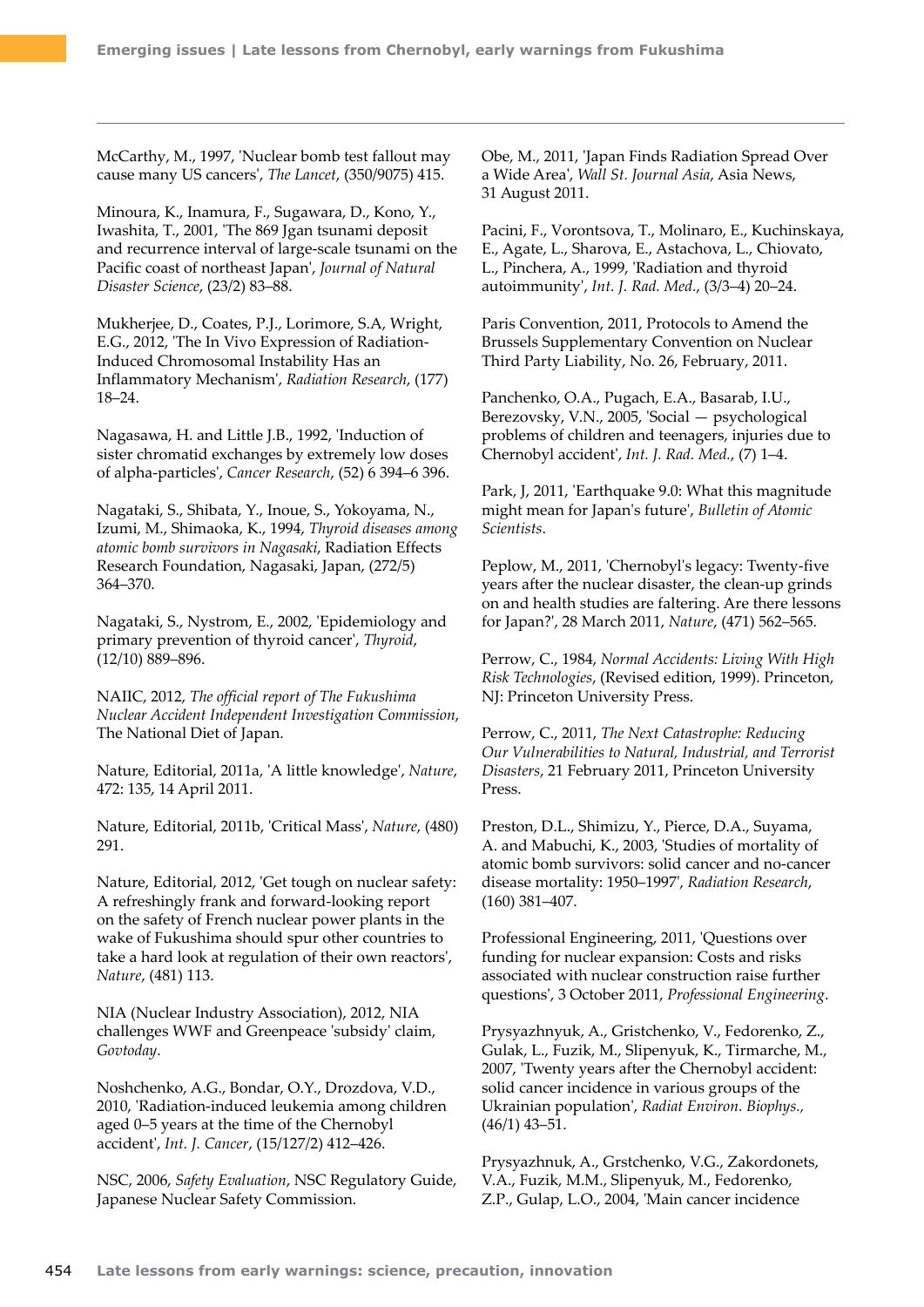McCarthy, M., 1997, 'Nuclear bomb test fallout may cause many US cancers', *The Lancet*, (350/9075) 415.

Minoura, K., Inamura, F., Sugawara, D., Kono, Y., Iwashita, T., 2001, 'The 869 Jgan tsunami deposit and recurrence interval of large-scale tsunami on the Pacific coast of northeast Japan', *Journal of Natural Disaster Science*, (23/2) 83–88.

Mukherjee, D., Coates, P.J., Lorimore, S.A, Wright, E.G., 2012, 'The In Vivo Expression of Radiation-Induced Chromosomal Instability Has an Inflammatory Mechanism', *Radiation Research*, (177) 18–24.

Nagasawa, H. and Little J.B., 1992, 'Induction of sister chromatid exchanges by extremely low doses of alpha-particles', *Cancer Research*, (52) 6 394–6 396.

Nagataki, S., Shibata, Y., Inoue, S., Yokoyama, N., Izumi, M., Shimaoka, K., 1994, *Thyroid diseases among atomic bomb survivors in Nagasaki*, Radiation Effects Research Foundation, Nagasaki, Japan, (272/5) 364–370.

Nagataki, S., Nystrom, E., 2002, 'Epidemiology and primary prevention of thyroid cancer', *Thyroid*, (12/10) 889–896.

NAIIC, 2012, *The official report of The Fukushima Nuclear Accident Independent Investigation Commission*, The National Diet of Japan.

Nature, Editorial, 2011a, 'A little knowledge', *Nature*, 472: 135, 14 April 2011.

Nature, Editorial, 2011b, 'Critical Mass', *Nature*, (480) 291.

Nature, Editorial, 2012, 'Get tough on nuclear safety: A refreshingly frank and forward-looking report on the safety of French nuclear power plants in the wake of Fukushima should spur other countries to take a hard look at regulation of their own reactors', *Nature*, (481) 113.

NIA (Nuclear Industry Association), 2012, NIA challenges WWF and Greenpeace 'subsidy' claim, *Govtoday*.

Noshchenko, A.G., Bondar, O.Y., Drozdova, V.D., 2010, 'Radiation-induced leukemia among children aged 0–5 years at the time of the Chernobyl accident', *Int. J. Cancer*, (15/127/2) 412–426.

NSC, 2006, *Safety Evaluation*, NSC Regulatory Guide, Japanese Nuclear Safety Commission.

Obe, M., 2011, 'Japan Finds Radiation Spread Over a Wide Area', *Wall St. Journal Asia*, Asia News, 31 August 2011.

Pacini, F., Vorontsova, T., Molinaro, E., Kuchinskaya, E., Agate, L., Sharova, E., Astachova, L., Chiovato, L., Pinchera, A., 1999, 'Radiation and thyroid autoimmunity', *Int. J. Rad. Med.*, (3/3–4) 20–24.

Paris Convention, 2011, Protocols to Amend the Brussels Supplementary Convention on Nuclear Third Party Liability, No. 26, February, 2011.

Panchenko, O.A., Pugach, E.A., Basarab, I.U., Berezovsky, V.N., 2005, 'Social — psychological problems of children and teenagers, injuries due to Chernobyl accident', *Int. J. Rad. Med.*, (7) 1–4.

Park, J, 2011, 'Earthquake 9.0: What this magnitude might mean for Japan's future', *Bulletin of Atomic Scientists*.

Peplow, M., 2011, 'Chernobyl's legacy: Twenty-five years after the nuclear disaster, the clean-up grinds on and health studies are faltering. Are there lessons for Japan?', 28 March 2011, *Nature*, (471) 562–565.

Perrow, C., 1984, *Normal Accidents: Living With High Risk Technologies*, (Revised edition, 1999). Princeton, NJ: Princeton University Press.

Perrow, C., 2011, *The Next Catastrophe: Reducing Our Vulnerabilities to Natural, Industrial, and Terrorist Disasters*, 21 February 2011, Princeton University Press.

Preston, D.L., Shimizu, Y., Pierce, D.A., Suyama, A. and Mabuchi, K., 2003, 'Studies of mortality of atomic bomb survivors: solid cancer and no-cancer disease mortality: 1950–1997', *Radiation Research*, (160) 381–407.

Professional Engineering, 2011, 'Questions over funding for nuclear expansion: Costs and risks associated with nuclear construction raise further questions', 3 October 2011, *Professional Engineering*.

Prysyazhnyuk, A., Gristchenko, V., Fedorenko, Z., Gulak, L., Fuzik, M., Slipenyuk, K., Tirmarche, M., 2007, 'Twenty years after the Chernobyl accident: solid cancer incidence in various groups of the Ukrainian population', *Radiat Environ. Biophys.*, (46/1) 43–51.

Prysyazhnuk, A., Grstchenko, V.G., Zakordonets, V.A., Fuzik, M.M., Slipenyuk, M., Fedorenko, Z.P., Gulap, L.O., 2004, 'Main cancer incidence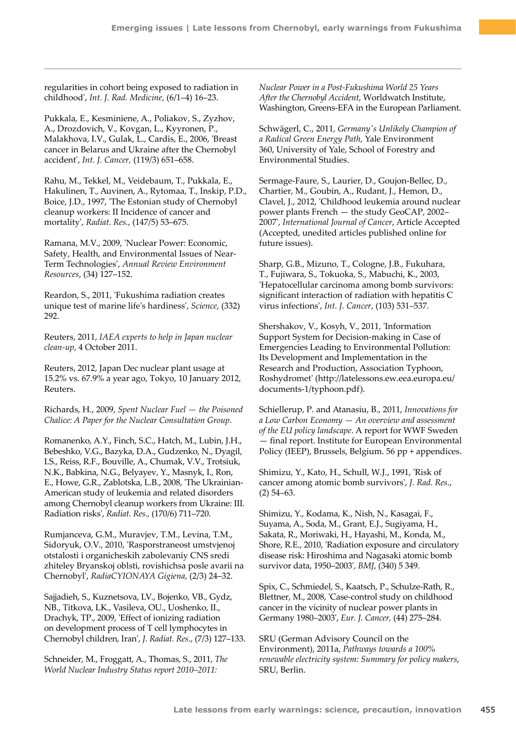regularities in cohort being exposed to radiation in childhood', *Int. J. Rad. Medicine*, (6/1–4) 16–23.

Pukkala, E., Kesminiene, A., Poliakov, S., Zyzhov, A., Drozdovich, V., Kovgan, L., Kyyronen, P., Malakhova, I.V., Gulak, L., Cardis, E., 2006, 'Breast cancer in Belarus and Ukraine after the Chernobyl accident', *Int. J. Cancer,* (119/3) 651–658.

Rahu, M., Tekkel, M., Veidebaum, T., Pukkala, E., Hakulinen, T., Auvinen, A., Rytomaa, T., Inskip, P.D., Boice, J.D., 1997, 'The Estonian study of Chernobyl cleanup workers: II Incidence of cancer and mortality', *Radiat. Res.*, (147/5) 53–675.

Ramana, M.V., 2009, 'Nuclear Power: Economic, Safety, Health, and Environmental Issues of Near-Term Technologies', *Annual Review Environment Resources*, (34) 127–152.

Reardon, S., 2011, 'Fukushima radiation creates unique test of marine life's hardiness', *Science*, (332) 292.

Reuters, 2011, *IAEA experts to help in Japan nuclear clean-up*, 4 October 2011.

Reuters, 2012, Japan Dec nuclear plant usage at 15.2% vs. 67.9% a year ago, Tokyo, 10 January 2012, Reuters.

Richards, H., 2009, *Spent Nuclear Fuel — the Poisoned Chalice: A Paper for the Nuclear Consultation Group*.

Romanenko, A.Y., Finch, S.C., Hatch, M., Lubin, J.H., Bebeshko, V.G., Bazyka, D.A., Gudzenko, N., Dyagil, I.S., Reiss, R.F., Bouville, A., Chumak, V.V., Trotsiuk, N.K., Babkina, N.G., Belyayev, Y., Masnyk, I., Ron, E., Howe, G.R., Zablotska, L.B., 2008, 'The Ukrainian-American study of leukemia and related disorders among Chernobyl cleanup workers from Ukraine: III. Radiation risks', *Radiat. Res.,* (170/6) 711–720.

Rumjanceva, G.M., Muravjev, T.M., Levina, T.M., Sidoryuk, O.V., 2010, 'Rasporstraneost umstvjenoj otstalosti i organicheskih zabolevaniy CNS sredi zhiteley Bryanskoj oblsti, rovishichsa posle avarii na Chernobyl', *RadiaCYIONAYA Gigiena,* (2/3) 24–32.

Sajjadieh, S., Kuznetsova, LV., Bojenko, VB., Gydz, NB., Titkova, LK., Vasileva, OU., Uoshenko, II., Drachyk, TP., 2009, 'Effect of ionizing radiation on development process of T cell lymphocytes in Chernobyl children, Iran', *J. Radiat. Res.*, (7/3) 127–133.

Schneider, M., Froggatt, A., Thomas, S., 2011, *The World Nuclear Industry Status report 2010–2011: Nuclear Power in a Post-Fukushima World 25 Years After the Chernobyl Accident*, Worldwatch Institute, Washington, Greens-EFA in the European Parliament.

Schwägerl, C., 2011, *Germany's Unlikely Champion of a Radical Green Energy Path*, Yale Environment 360, University of Yale, School of Forestry and Environmental Studies.

Sermage-Faure, S., Laurier, D., Goujon-Bellec, D., Chartier, M., Goubin, A., Rudant, J., Hemon, D., Clavel, J., 2012, 'Childhood leukemia around nuclear power plants French — the study GeoCAP, 2002–2007', *International Journal of Cancer*, Article Accepted (Accepted, unedited articles published online for future issues).

Sharp, G.B., Mizuno, T., Cologne, J.B., Fukuhara, T., Fujiwara, S., Tokuoka, S., Mabuchi, K., 2003, 'Hepatocellular carcinoma among bomb survivors: significant interaction of radiation with hepatitis C virus infections', *Int. J. Cancer*, (103) 531–537.

Shershakov, V., Kosyh, V., 2011, 'Information Support System for Decision-making in Case of Emergencies Leading to Environmental Pollution: Its Development and Implementation in the Research and Production, Association Typhoon, Roshydromet' (http://latelessons.ew.eea.europa.eu/documents-1/typhoon.pdf).

Schiellerup, P. and Atanasiu, B., 2011, *Innovations for a Low Carbon Economy — An overview and assessment of the EU policy landscape*. A report for WWF Sweden — final report. Institute for European Environmental Policy (IEEP), Brussels, Belgium. 56 pp + appendices.

Shimizu, Y., Kato, H., Schull, W.J., 1991, 'Risk of cancer among atomic bomb survivors', *J. Rad. Res*., (2) 54–63.

Shimizu, Y., Kodama, K., Nish, N., Kasagai, F., Suyama, A., Soda, M., Grant, E.J., Sugiyama, H., Sakata, R., Moriwaki, H., Hayashi, M., Konda, M., Shore, R.E., 2010, 'Radiation exposure and circulatory disease risk: Hiroshima and Nagasaki atomic bomb survivor data, 1950–2003', *BMJ*, (340) 5 349.

Spix, C., Schmiedel, S., Kaatsch, P., Schulze-Rath, R., Blettner, M., 2008, 'Case-control study on childhood cancer in the vicinity of nuclear power plants in Germany 1980–2003', *Eur. J. Cancer,* (44) 275–284.

SRU (German Advisory Council on the Environment), 2011a, *Pathways towards a 100% renewable electricity system: Summary for policy makers*, SRU, Berlin.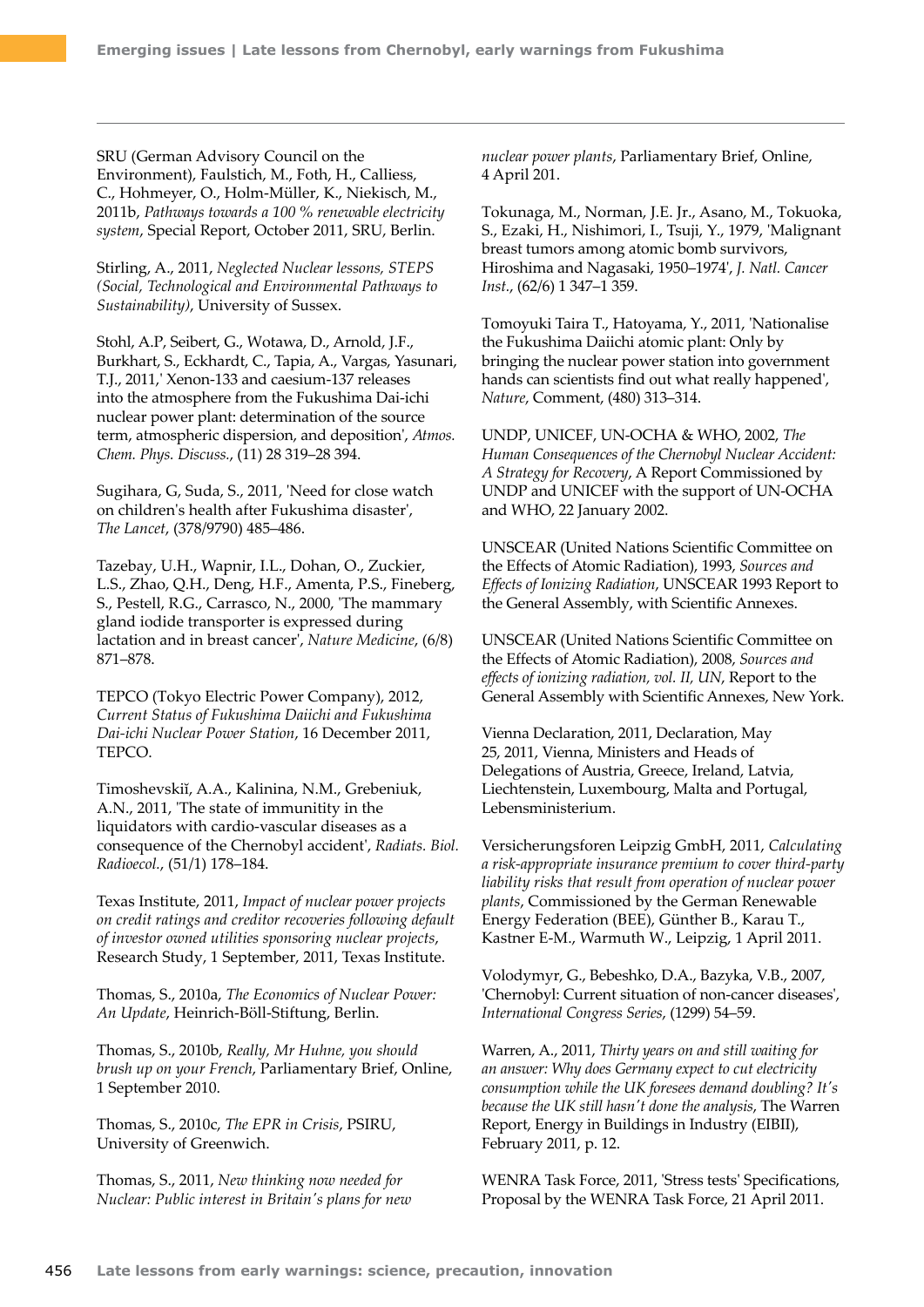SRU (German Advisory Council on the Environment), Faulstich, M., Foth, H., Calliess, C., Hohmeyer, O., Holm-Müller, K., Niekisch, M., 2011b, *Pathways towards a 100 % renewable electricity system*, Special Report, October 2011, SRU, Berlin.

Stirling, A., 2011, *Neglected Nuclear lessons, STEPS (Social, Technological and Environmental Pathways to Sustainability)*, University of Sussex.

Stohl, A.P, Seibert, G., Wotawa, D., Arnold, J.F., Burkhart, S., Eckhardt, C., Tapia, A., Vargas, Yasunari, T.J., 2011,' Xenon-133 and caesium-137 releases into the atmosphere from the Fukushima Dai-ichi nuclear power plant: determination of the source term, atmospheric dispersion, and deposition', *Atmos. Chem. Phys. Discuss.*, (11) 28 319–28 394.

Sugihara, G, Suda, S., 2011, 'Need for close watch on children's health after Fukushima disaster', *The Lancet*, (378/9790) 485–486.

Tazebay, U.H., Wapnir, I.L., Dohan, O., Zuckier, L.S., Zhao, Q.H., Deng, H.F., Amenta, P.S., Fineberg, S., Pestell, R.G., Carrasco, N., 2000, 'The mammary gland iodide transporter is expressed during lactation and in breast cancer', *Nature Medicine*, (6/8) 871–878.

TEPCO (Tokyo Electric Power Company), 2012, *Current Status of Fukushima Daiichi and Fukushima Dai-ichi Nuclear Power Station*, 16 December 2011, TEPCO.

Timoshevskiĭ, A.A., Kalinina, N.M., Grebeniuk, A.N., 2011, 'The state of immunitity in the liquidators with cardio-vascular diseases as a consequence of the Chernobyl accident', *Radiats. Biol. Radioecol.*, (51/1) 178–184.

Texas Institute, 2011, *Impact of nuclear power projects on credit ratings and creditor recoveries following default of investor owned utilities sponsoring nuclear projects*, Research Study, 1 September, 2011, Texas Institute.

Thomas, S., 2010a, *The Economics of Nuclear Power: An Update*, Heinrich-Böll-Stiftung, Berlin.

Thomas, S., 2010b, *Really, Mr Huhne, you should brush up on your French*, Parliamentary Brief, Online, 1 September 2010.

Thomas, S., 2010c, *The EPR in Crisis*, PSIRU, University of Greenwich.

Thomas, S., 2011, *New thinking now needed for Nuclear: Public interest in Britain's plans for new nuclear power plants*, Parliamentary Brief, Online, 4 April 201.

Tokunaga, M., Norman, J.E. Jr., Asano, M., Tokuoka, S., Ezaki, H., Nishimori, I., Tsuji, Y., 1979, 'Malignant breast tumors among atomic bomb survivors, Hiroshima and Nagasaki, 1950–1974', *J. Natl. Cancer Inst.*, (62/6) 1 347–1 359.

Tomoyuki Taira T., Hatoyama, Y., 2011, 'Nationalise the Fukushima Daiichi atomic plant: Only by bringing the nuclear power station into government hands can scientists find out what really happened', *Nature*, Comment, (480) 313–314.

UNDP, UNICEF, UN-OCHA & WHO, 2002, *The Human Consequences of the Chernobyl Nuclear Accident: A Strategy for Recovery*, A Report Commissioned by UNDP and UNICEF with the support of UN-OCHA and WHO, 22 January 2002.

UNSCEAR (United Nations Scientific Committee on the Effects of Atomic Radiation), 1993, *Sources and Effects of Ionizing Radiation*, UNSCEAR 1993 Report to the General Assembly, with Scientific Annexes.

UNSCEAR (United Nations Scientific Committee on the Effects of Atomic Radiation), 2008, *Sources and effects of ionizing radiation, vol. II, UN*, Report to the General Assembly with Scientific Annexes, New York.

Vienna Declaration, 2011, Declaration, May 25, 2011, Vienna, Ministers and Heads of Delegations of Austria, Greece, Ireland, Latvia, Liechtenstein, Luxembourg, Malta and Portugal, Lebensministerium.

Versicherungsforen Leipzig GmbH, 2011, *Calculating a risk-appropriate insurance premium to cover third-party liability risks that result from operation of nuclear power plants*, Commissioned by the German Renewable Energy Federation (BEE), Günther B., Karau T., Kastner E-M., Warmuth W., Leipzig, 1 April 2011.

Volodymyr, G., Bebeshko, D.A., Bazyka, V.B., 2007, 'Chernobyl: Current situation of non-cancer diseases', *International Congress Series*, (1299) 54–59.

Warren, A., 2011, *Thirty years on and still waiting for an answer: Why does Germany expect to cut electricity consumption while the UK foresees demand doubling? It's because the UK still hasn't done the analysis*, The Warren Report, Energy in Buildings in Industry (EIBII), February 2011, p. 12.

WENRA Task Force, 2011, 'Stress tests' Specifications, Proposal by the WENRA Task Force, 21 April 2011.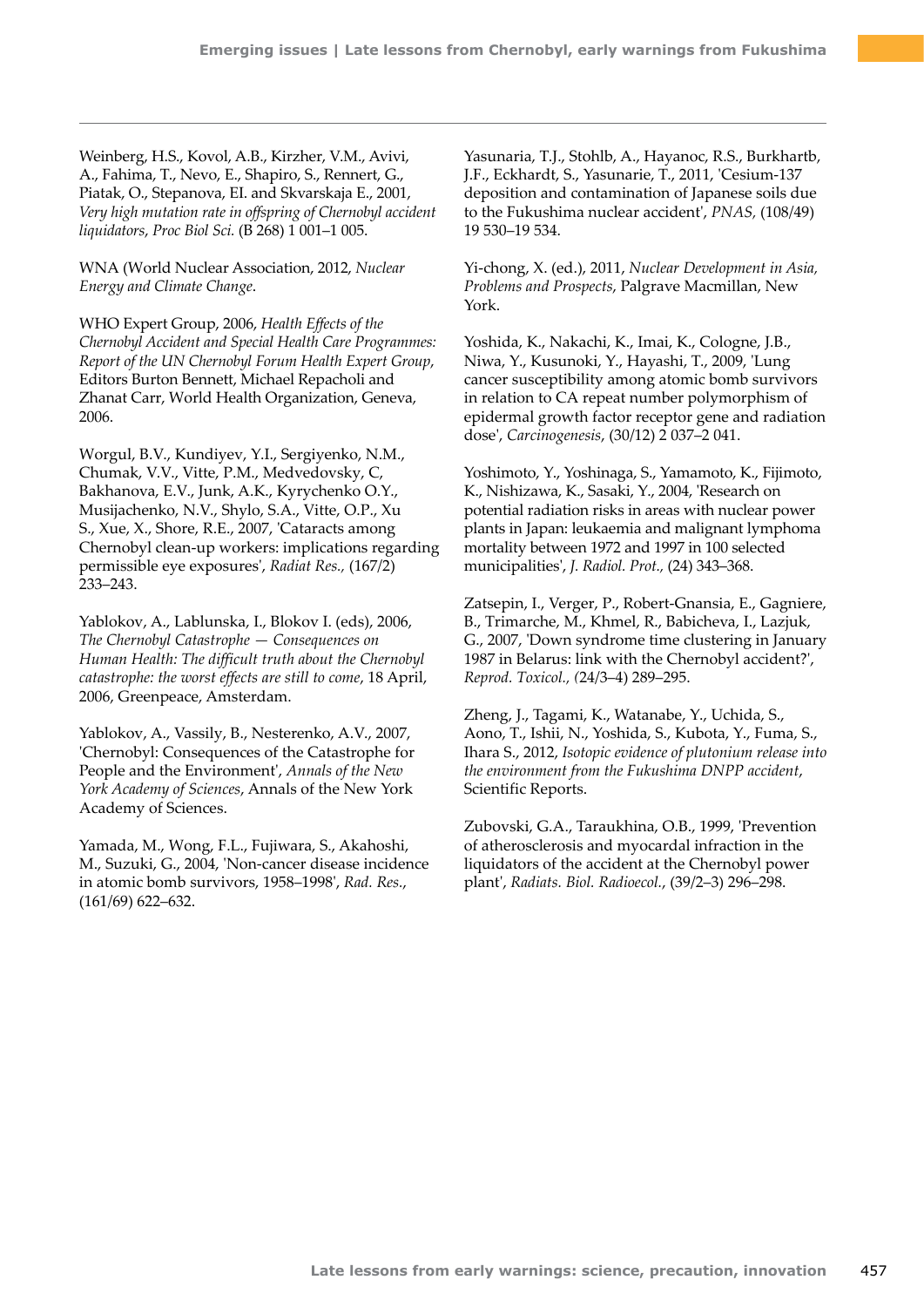Weinberg, H.S., Kovol, A.B., Kirzher, V.M., Avivi, A., Fahima, T., Nevo, E., Shapiro, S., Rennert, G., Piatak, O., Stepanova, EI. and Skvarskaja E., 2001, *Very high mutation rate in offspring of Chernobyl accident liquidators*, *Proc Biol Sci.* (B 268) 1 001–1 005.

WNA (World Nuclear Association, 2012, *Nuclear Energy and Climate Change*.

WHO Expert Group, 2006, *Health Effects of the Chernobyl Accident and Special Health Care Programmes: Report of the UN Chernobyl Forum Health Expert Group*, Editors Burton Bennett, Michael Repacholi and Zhanat Carr, World Health Organization, Geneva, 2006.

Worgul, B.V., Kundiyev, Y.I., Sergiyenko, N.M., Chumak, V.V., Vitte, P.M., Medvedovsky, C, Bakhanova, E.V., Junk, A.K., Kyrychenko O.Y., Musijachenko, N.V., Shylo, S.A., Vitte, O.P., Xu S., Xue, X., Shore, R.E., 2007, 'Cataracts among Chernobyl clean-up workers: implications regarding permissible eye exposures', *Radiat Res.,* (167/2) 233–243.

Yablokov, A., Lablunska, I., Blokov I. (eds), 2006, *The Chernobyl Catastrophe — Consequences on Human Health: The difficult truth about the Chernobyl catastrophe: the worst effects are still to come*, 18 April, 2006, Greenpeace, Amsterdam.

Yablokov, A., Vassily, B., Nesterenko, A.V., 2007, 'Chernobyl: Consequences of the Catastrophe for People and the Environment', *Annals of the New York Academy of Sciences*, Annals of the New York Academy of Sciences.

Yamada, M., Wong, F.L., Fujiwara, S., Akahoshi, M., Suzuki, G., 2004, 'Non-cancer disease incidence in atomic bomb survivors, 1958–1998', *Rad. Res.*, (161/69) 622–632.

Yasunaria, T.J., Stohlb, A., Hayanoc, R.S., Burkhartb, J.F., Eckhardt, S., Yasunarie, T., 2011, 'Cesium-137 deposition and contamination of Japanese soils due to the Fukushima nuclear accident', *PNAS,* (108/49) 19 530–19 534.

Yi-chong, X. (ed.), 2011, *Nuclear Development in Asia, Problems and Prospects*, Palgrave Macmillan, New York.

Yoshida, K., Nakachi, K., Imai, K., Cologne, J.B., Niwa, Y., Kusunoki, Y., Hayashi, T., 2009, 'Lung cancer susceptibility among atomic bomb survivors in relation to CA repeat number polymorphism of epidermal growth factor receptor gene and radiation dose', *Carcinogenesis*, (30/12) 2 037–2 041.

Yoshimoto, Y., Yoshinaga, S., Yamamoto, K., Fijimoto, K., Nishizawa, K., Sasaki, Y., 2004, 'Research on potential radiation risks in areas with nuclear power plants in Japan: leukaemia and malignant lymphoma mortality between 1972 and 1997 in 100 selected municipalities', *J. Radiol. Prot.,* (24) 343–368.

Zatsepin, I., Verger, P., Robert-Gnansia, E., Gagniere, B., Trimarche, M., Khmel, R., Babicheva, I., Lazjuk, G., 2007, 'Down syndrome time clustering in January 1987 in Belarus: link with the Chernobyl accident?', *Reprod. Toxicol., (*24/3–4) 289–295.

Zheng, J., Tagami, K., Watanabe, Y., Uchida, S., Aono, T., Ishii, N., Yoshida, S., Kubota, Y., Fuma, S., Ihara S., 2012, *Isotopic evidence of plutonium release into the environment from the Fukushima DNPP accident*, Scientific Reports.

Zubovski, G.A., Taraukhina, O.B., 1999, 'Prevention of atherosclerosis and myocardial infraction in the liquidators of the accident at the Chernobyl power plant', *Radiats. Biol. Radioecol.*, (39/2–3) 296–298.